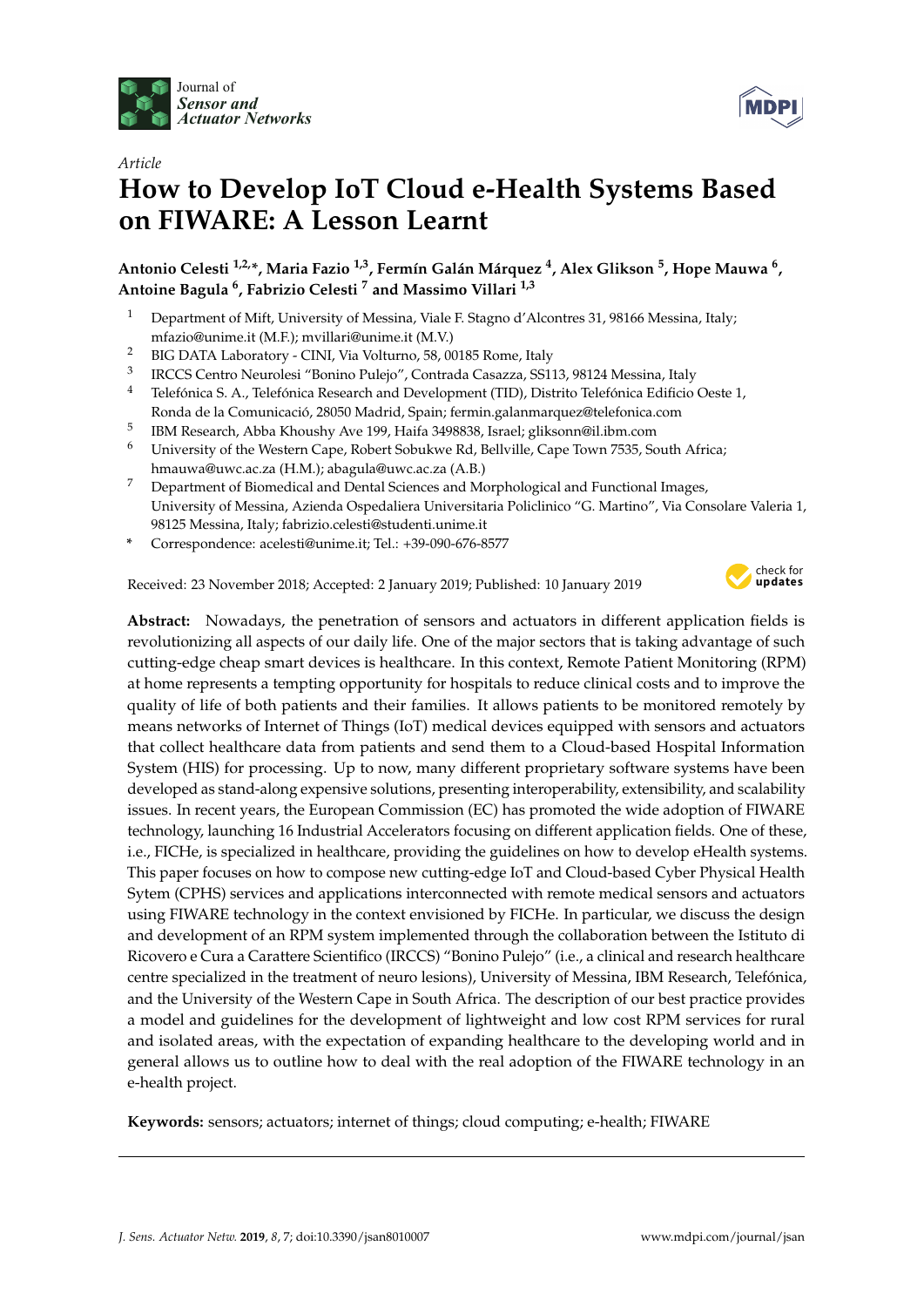Article

# How to Develop IoT Cloud e-Health Systems Based on FIWARE: A Lesson Learnt

**Antonio Celesti [1,2,*], Maria Fazio [1,3], Fermín Galán Márquez [4], Alex Glikson [5], Hope Mauwa [6], Antoine Bagula [6], Fabrizio Celesti [7] and Massimo Villari [1,3]**

1. Department of Mift, University of Messina, Viale F. Stagno d'Alcontres 31, 98166 Messina, Italy; mfazio@unime.it (M.F.); mvillari@unime.it (M.V.)
2. BIG DATA Laboratory - CINI, Via Volturno, 58, 00185 Rome, Italy
3. IRCCS Centro Neurolesi "Bonino Pulejo", Contrada Casazza, SS113, 98124 Messina, Italy
4. Telefónica S. A., Telefónica Research and Development (TID), Distrito Telefónica Edificio Oeste 1, Ronda de la Comunicació, 28050 Madrid, Spain; fermin.galanmarquez@telefonica.com
5. IBM Research, Abba Khoushy Ave 199, Haifa 3498838, Israel; gliksonn@il.ibm.com
6. University of the Western Cape, Robert Sobukwe Rd, Bellville, Cape Town 7535, South Africa; hmauwa@uwc.ac.za (H.M.); abagula@uwc.ac.za (A.B.)
7. Department of Biomedical and Dental Sciences and Morphological and Functional Images, University of Messina, Azienda Ospedaliera Universitaria Policlinico "G. Martino", Via Consolare Valeria 1, 98125 Messina, Italy; fabrizio.celesti@studenti.unime.it

\* Correspondence: acelesti@unime.it; Tel.: +39-090-676-8577

Received: 23 November 2018; Accepted: 2 January 2019; Published: 10 January 2019

**Abstract:** Nowadays, the penetration of sensors and actuators in different application fields is revolutionizing all aspects of our daily life. One of the major sectors that is taking advantage of such cutting-edge cheap smart devices is healthcare. In this context, Remote Patient Monitoring (RPM) at home represents a tempting opportunity for hospitals to reduce clinical costs and to improve the quality of life of both patients and their families. It allows patients to be monitored remotely by means networks of Internet of Things (IoT) medical devices equipped with sensors and actuators that collect healthcare data from patients and send them to a Cloud-based Hospital Information System (HIS) for processing. Up to now, many different proprietary software systems have been developed as stand-along expensive solutions, presenting interoperability, extensibility, and scalability issues. In recent years, the European Commission (EC) has promoted the wide adoption of FIWARE technology, launching 16 Industrial Accelerators focusing on different application fields. One of these, i.e., FICHe, is specialized in healthcare, providing the guidelines on how to develop eHealth systems. This paper focuses on how to compose new cutting-edge IoT and Cloud-based Cyber Physical Health Sytem (CPHS) services and applications interconnected with remote medical sensors and actuators using FIWARE technology in the context envisioned by FICHe. In particular, we discuss the design and development of an RPM system implemented through the collaboration between the Istituto di Ricovero e Cura a Carattere Scientifico (IRCCS) "Bonino Pulejo" (i.e., a clinical and research healthcare centre specialized in the treatment of neuro lesions), University of Messina, IBM Research, Telefónica, and the University of the Western Cape in South Africa. The description of our best practice provides a model and guidelines for the development of lightweight and low cost RPM services for rural and isolated areas, with the expectation of expanding healthcare to the developing world and in general allows us to outline how to deal with the real adoption of the FIWARE technology in an e-health project.

**Keywords:** sensors; actuators; internet of things; cloud computing; e-health; FIWARE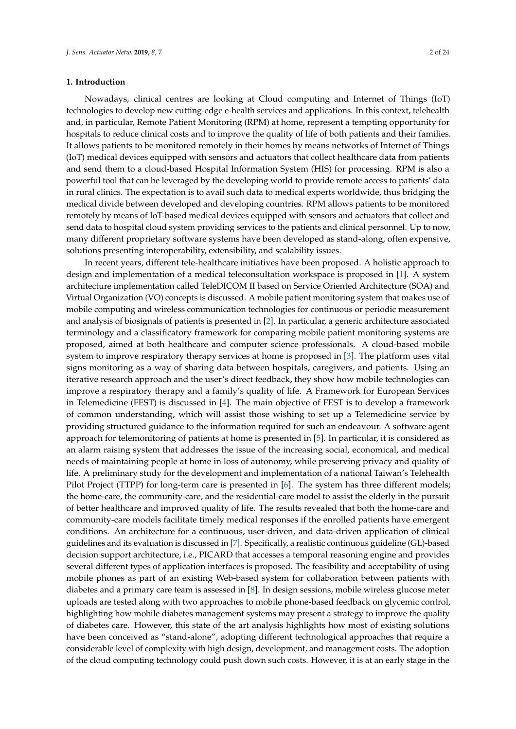## 1. Introduction

Nowadays, clinical centres are looking at Cloud computing and Internet of Things (IoT) technologies to develop new cutting-edge e-health services and applications. In this context, telehealth and, in particular, Remote Patient Monitoring (RPM) at home, represent a tempting opportunity for hospitals to reduce clinical costs and to improve the quality of life of both patients and their families. It allows patients to be monitored remotely in their homes by means networks of Internet of Things (IoT) medical devices equipped with sensors and actuators that collect healthcare data from patients and send them to a cloud-based Hospital Information System (HIS) for processing. RPM is also a powerful tool that can be leveraged by the developing world to provide remote access to patients' data in rural clinics. The expectation is to avail such data to medical experts worldwide, thus bridging the medical divide between developed and developing countries. RPM allows patients to be monitored remotely by means of IoT-based medical devices equipped with sensors and actuators that collect and send data to hospital cloud system providing services to the patients and clinical personnel. Up to now, many different proprietary software systems have been developed as stand-along, often expensive, solutions presenting interoperability, extensibility, and scalability issues.

In recent years, different tele-healthcare initiatives have been proposed. A holistic approach to design and implementation of a medical teleconsultation workspace is proposed in [1]. A system architecture implementation called TeleDICOM II based on Service Oriented Architecture (SOA) and Virtual Organization (VO) concepts is discussed. A mobile patient monitoring system that makes use of mobile computing and wireless communication technologies for continuous or periodic measurement and analysis of biosignals of patients is presented in [2]. In particular, a generic architecture associated terminology and a classificatory framework for comparing mobile patient monitoring systems are proposed, aimed at both healthcare and computer science professionals. A cloud-based mobile system to improve respiratory therapy services at home is proposed in [3]. The platform uses vital signs monitoring as a way of sharing data between hospitals, caregivers, and patients. Using an iterative research approach and the user's direct feedback, they show how mobile technologies can improve a respiratory therapy and a family's quality of life. A Framework for European Services in Telemedicine (FEST) is discussed in [4]. The main objective of FEST is to develop a framework of common understanding, which will assist those wishing to set up a Telemedicine service by providing structured guidance to the information required for such an endeavour. A software agent approach for telemonitoring of patients at home is presented in [5]. In particular, it is considered as an alarm raising system that addresses the issue of the increasing social, economical, and medical needs of maintaining people at home in loss of autonomy, while preserving privacy and quality of life. A preliminary study for the development and implementation of a national Taiwan's Telehealth Pilot Project (TTPP) for long-term care is presented in [6]. The system has three different models; the home-care, the community-care, and the residential-care model to assist the elderly in the pursuit of better healthcare and improved quality of life. The results revealed that both the home-care and community-care models facilitate timely medical responses if the enrolled patients have emergent conditions. An architecture for a continuous, user-driven, and data-driven application of clinical guidelines and its evaluation is discussed in [7]. Specifically, a realistic continuous guideline (GL)-based decision support architecture, i.e., PICARD that accesses a temporal reasoning engine and provides several different types of application interfaces is proposed. The feasibility and acceptability of using mobile phones as part of an existing Web-based system for collaboration between patients with diabetes and a primary care team is assessed in [8]. In design sessions, mobile wireless glucose meter uploads are tested along with two approaches to mobile phone-based feedback on glycemic control, highlighting how mobile diabetes management systems may present a strategy to improve the quality of diabetes care. However, this state of the art analysis highlights how most of existing solutions have been conceived as "stand-alone", adopting different technological approaches that require a considerable level of complexity with high design, development, and management costs. The adoption of the cloud computing technology could push down such costs. However, it is at an early stage in the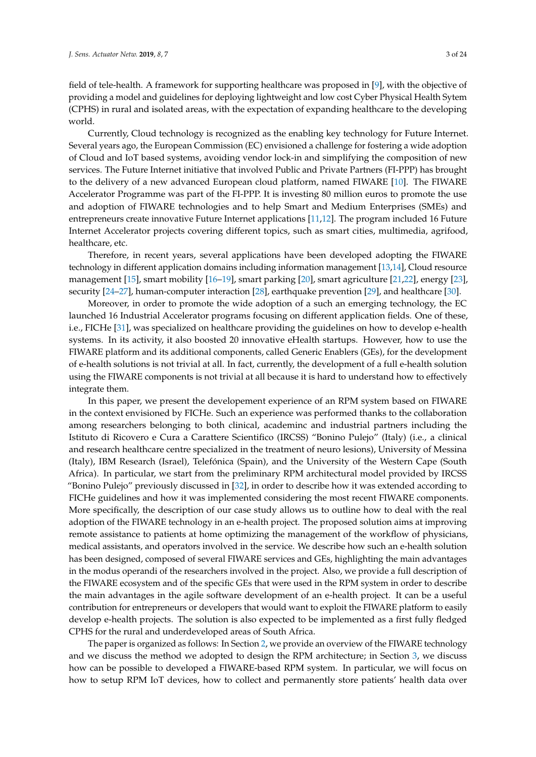field of tele-health. A framework for supporting healthcare was proposed in [9], with the objective of providing a model and guidelines for deploying lightweight and low cost Cyber Physical Health Sytem (CPHS) in rural and isolated areas, with the expectation of expanding healthcare to the developing world.

Currently, Cloud technology is recognized as the enabling key technology for Future Internet. Several years ago, the European Commission (EC) envisioned a challenge for fostering a wide adoption of Cloud and IoT based systems, avoiding vendor lock-in and simplifying the composition of new services. The Future Internet initiative that involved Public and Private Partners (FI-PPP) has brought to the delivery of a new advanced European cloud platform, named FIWARE [10]. The FIWARE Accelerator Programme was part of the FI-PPP. It is investing 80 million euros to promote the use and adoption of FIWARE technologies and to help Smart and Medium Enterprises (SMEs) and entrepreneurs create innovative Future Internet applications [11,12]. The program included 16 Future Internet Accelerator projects covering different topics, such as smart cities, multimedia, agrifood, healthcare, etc.

Therefore, in recent years, several applications have been developed adopting the FIWARE technology in different application domains including information management [13,14], Cloud resource management [15], smart mobility [16–19], smart parking [20], smart agriculture [21,22], energy [23], security [24–27], human-computer interaction [28], earthquake prevention [29], and healthcare [30].

Moreover, in order to promote the wide adoption of a such an emerging technology, the EC launched 16 Industrial Accelerator programs focusing on different application fields. One of these, i.e., FICHe [31], was specialized on healthcare providing the guidelines on how to develop e-health systems. In its activity, it also boosted 20 innovative eHealth startups. However, how to use the FIWARE platform and its additional components, called Generic Enablers (GEs), for the development of e-health solutions is not trivial at all. In fact, currently, the development of a full e-health solution using the FIWARE components is not trivial at all because it is hard to understand how to effectively integrate them.

In this paper, we present the developement experience of an RPM system based on FIWARE in the context envisioned by FICHe. Such an experience was performed thanks to the collaboration among researchers belonging to both clinical, academinc and industrial partners including the Istituto di Ricovero e Cura a Carattere Scientifico (IRCSS) "Bonino Pulejo" (Italy) (i.e., a clinical and research healthcare centre specialized in the treatment of neuro lesions), University of Messina (Italy), IBM Research (Israel), Telefónica (Spain), and the University of the Western Cape (South Africa). In particular, we start from the preliminary RPM architectural model provided by IRCSS "Bonino Pulejo" previously discussed in [32], in order to describe how it was extended according to FICHe guidelines and how it was implemented considering the most recent FIWARE components. More specifically, the description of our case study allows us to outline how to deal with the real adoption of the FIWARE technology in an e-health project. The proposed solution aims at improving remote assistance to patients at home optimizing the management of the workflow of physicians, medical assistants, and operators involved in the service. We describe how such an e-health solution has been designed, composed of several FIWARE services and GEs, highlighting the main advantages in the modus operandi of the researchers involved in the project. Also, we provide a full description of the FIWARE ecosystem and of the specific GEs that were used in the RPM system in order to describe the main advantages in the agile software development of an e-health project. It can be a useful contribution for entrepreneurs or developers that would want to exploit the FIWARE platform to easily develop e-health projects. The solution is also expected to be implemented as a first fully fledged CPHS for the rural and underdeveloped areas of South Africa.

The paper is organized as follows: In Section 2, we provide an overview of the FIWARE technology and we discuss the method we adopted to design the RPM architecture; in Section 3, we discuss how can be possible to developed a FIWARE-based RPM system. In particular, we will focus on how to setup RPM IoT devices, how to collect and permanently store patients' health data over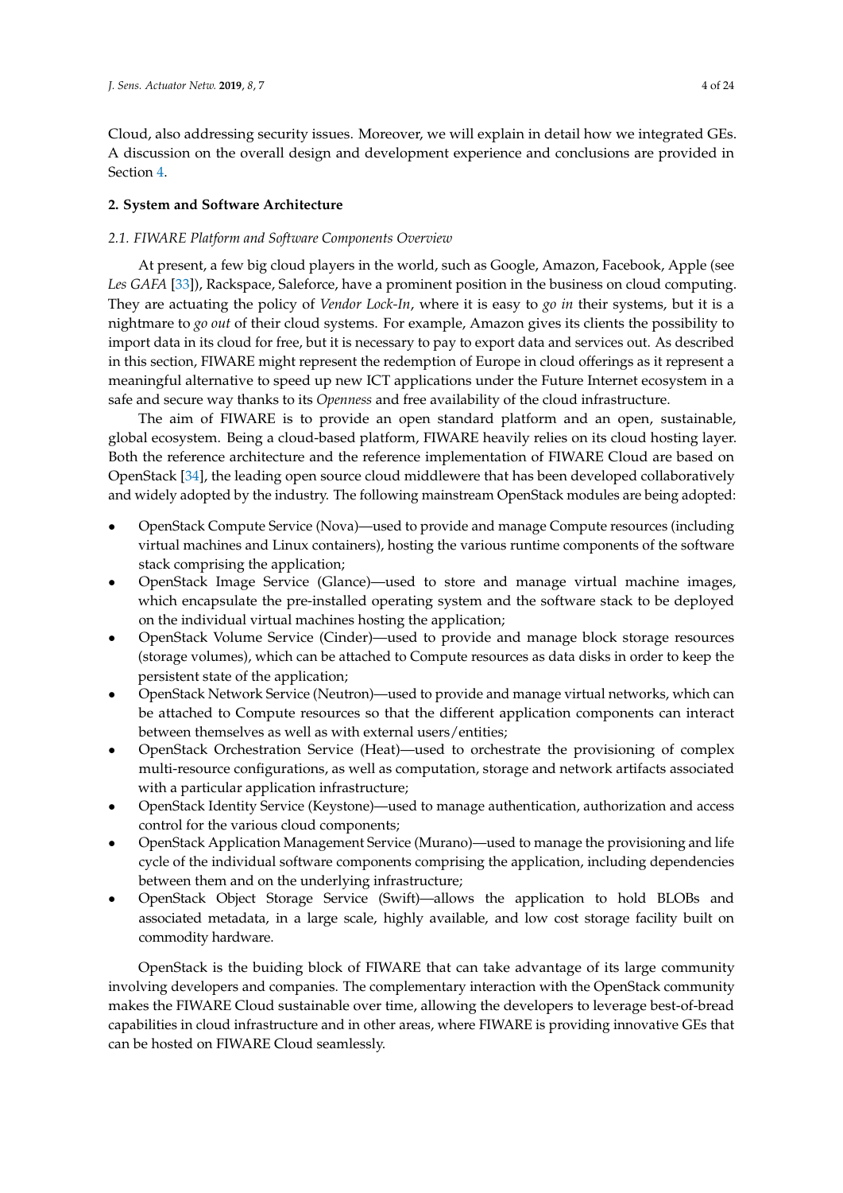Cloud, also addressing security issues. Moreover, we will explain in detail how we integrated GEs. A discussion on the overall design and development experience and conclusions are provided in Section 4.

## 2. System and Software Architecture

### *2.1. FIWARE Platform and Software Components Overview*

At present, a few big cloud players in the world, such as Google, Amazon, Facebook, Apple (see *Les GAFA* [33]), Rackspace, Saleforce, have a prominent position in the business on cloud computing. They are actuating the policy of *Vendor Lock-In*, where it is easy to *go in* their systems, but it is a nightmare to *go out* of their cloud systems. For example, Amazon gives its clients the possibility to import data in its cloud for free, but it is necessary to pay to export data and services out. As described in this section, FIWARE might represent the redemption of Europe in cloud offerings as it represent a meaningful alternative to speed up new ICT applications under the Future Internet ecosystem in a safe and secure way thanks to its *Openness* and free availability of the cloud infrastructure.

The aim of FIWARE is to provide an open standard platform and an open, sustainable, global ecosystem. Being a cloud-based platform, FIWARE heavily relies on its cloud hosting layer. Both the reference architecture and the reference implementation of FIWARE Cloud are based on OpenStack [34], the leading open source cloud middlewere that has been developed collaboratively and widely adopted by the industry. The following mainstream OpenStack modules are being adopted:

- OpenStack Compute Service (Nova)—used to provide and manage Compute resources (including virtual machines and Linux containers), hosting the various runtime components of the software stack comprising the application;
- OpenStack Image Service (Glance)—used to store and manage virtual machine images, which encapsulate the pre-installed operating system and the software stack to be deployed on the individual virtual machines hosting the application;
- OpenStack Volume Service (Cinder)—used to provide and manage block storage resources (storage volumes), which can be attached to Compute resources as data disks in order to keep the persistent state of the application;
- OpenStack Network Service (Neutron)—used to provide and manage virtual networks, which can be attached to Compute resources so that the different application components can interact between themselves as well as with external users/entities;
- OpenStack Orchestration Service (Heat)—used to orchestrate the provisioning of complex multi-resource configurations, as well as computation, storage and network artifacts associated with a particular application infrastructure;
- OpenStack Identity Service (Keystone)—used to manage authentication, authorization and access control for the various cloud components;
- OpenStack Application Management Service (Murano)—used to manage the provisioning and life cycle of the individual software components comprising the application, including dependencies between them and on the underlying infrastructure;
- OpenStack Object Storage Service (Swift)—allows the application to hold BLOBs and associated metadata, in a large scale, highly available, and low cost storage facility built on commodity hardware.

OpenStack is the buiding block of FIWARE that can take advantage of its large community involving developers and companies. The complementary interaction with the OpenStack community makes the FIWARE Cloud sustainable over time, allowing the developers to leverage best-of-bread capabilities in cloud infrastructure and in other areas, where FIWARE is providing innovative GEs that can be hosted on FIWARE Cloud seamlessly.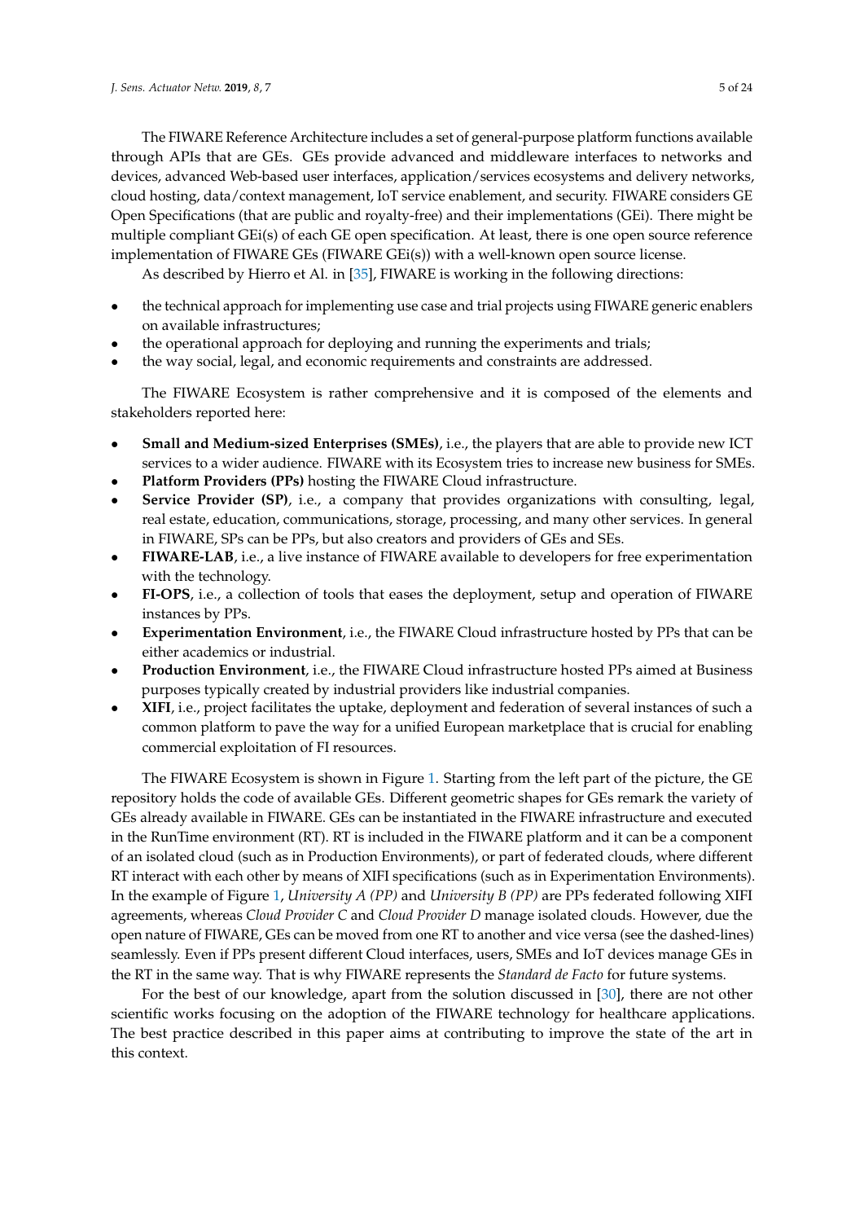The FIWARE Reference Architecture includes a set of general-purpose platform functions available through APIs that are GEs. GEs provide advanced and middleware interfaces to networks and devices, advanced Web-based user interfaces, application/services ecosystems and delivery networks, cloud hosting, data/context management, IoT service enablement, and security. FIWARE considers GE Open Specifications (that are public and royalty-free) and their implementations (GEi). There might be multiple compliant GEi(s) of each GE open specification. At least, there is one open source reference implementation of FIWARE GEs (FIWARE GEi(s)) with a well-known open source license.

As described by Hierro et Al. in [35], FIWARE is working in the following directions:

- the technical approach for implementing use case and trial projects using FIWARE generic enablers on available infrastructures;
- the operational approach for deploying and running the experiments and trials;
- the way social, legal, and economic requirements and constraints are addressed.

The FIWARE Ecosystem is rather comprehensive and it is composed of the elements and stakeholders reported here:

- **Small and Medium-sized Enterprises (SMEs)**, i.e., the players that are able to provide new ICT services to a wider audience. FIWARE with its Ecosystem tries to increase new business for SMEs.
- **Platform Providers (PPs)** hosting the FIWARE Cloud infrastructure.
- **Service Provider (SP)**, i.e., a company that provides organizations with consulting, legal, real estate, education, communications, storage, processing, and many other services. In general in FIWARE, SPs can be PPs, but also creators and providers of GEs and SEs.
- **FIWARE-LAB**, i.e., a live instance of FIWARE available to developers for free experimentation with the technology.
- **FI-OPS**, i.e., a collection of tools that eases the deployment, setup and operation of FIWARE instances by PPs.
- **Experimentation Environment**, i.e., the FIWARE Cloud infrastructure hosted by PPs that can be either academics or industrial.
- **Production Environment**, i.e., the FIWARE Cloud infrastructure hosted PPs aimed at Business purposes typically created by industrial providers like industrial companies.
- **XIFI**, i.e., project facilitates the uptake, deployment and federation of several instances of such a common platform to pave the way for a unified European marketplace that is crucial for enabling commercial exploitation of FI resources.

The FIWARE Ecosystem is shown in Figure 1. Starting from the left part of the picture, the GE repository holds the code of available GEs. Different geometric shapes for GEs remark the variety of GEs already available in FIWARE. GEs can be instantiated in the FIWARE infrastructure and executed in the RunTime environment (RT). RT is included in the FIWARE platform and it can be a component of an isolated cloud (such as in Production Environments), or part of federated clouds, where different RT interact with each other by means of XIFI specifications (such as in Experimentation Environments). In the example of Figure 1, *University A (PP)* and *University B (PP)* are PPs federated following XIFI agreements, whereas *Cloud Provider C* and *Cloud Provider D* manage isolated clouds. However, due the open nature of FIWARE, GEs can be moved from one RT to another and vice versa (see the dashed-lines) seamlessly. Even if PPs present different Cloud interfaces, users, SMEs and IoT devices manage GEs in the RT in the same way. That is why FIWARE represents the *Standard de Facto* for future systems.

For the best of our knowledge, apart from the solution discussed in [30], there are not other scientific works focusing on the adoption of the FIWARE technology for healthcare applications. The best practice described in this paper aims at contributing to improve the state of the art in this context.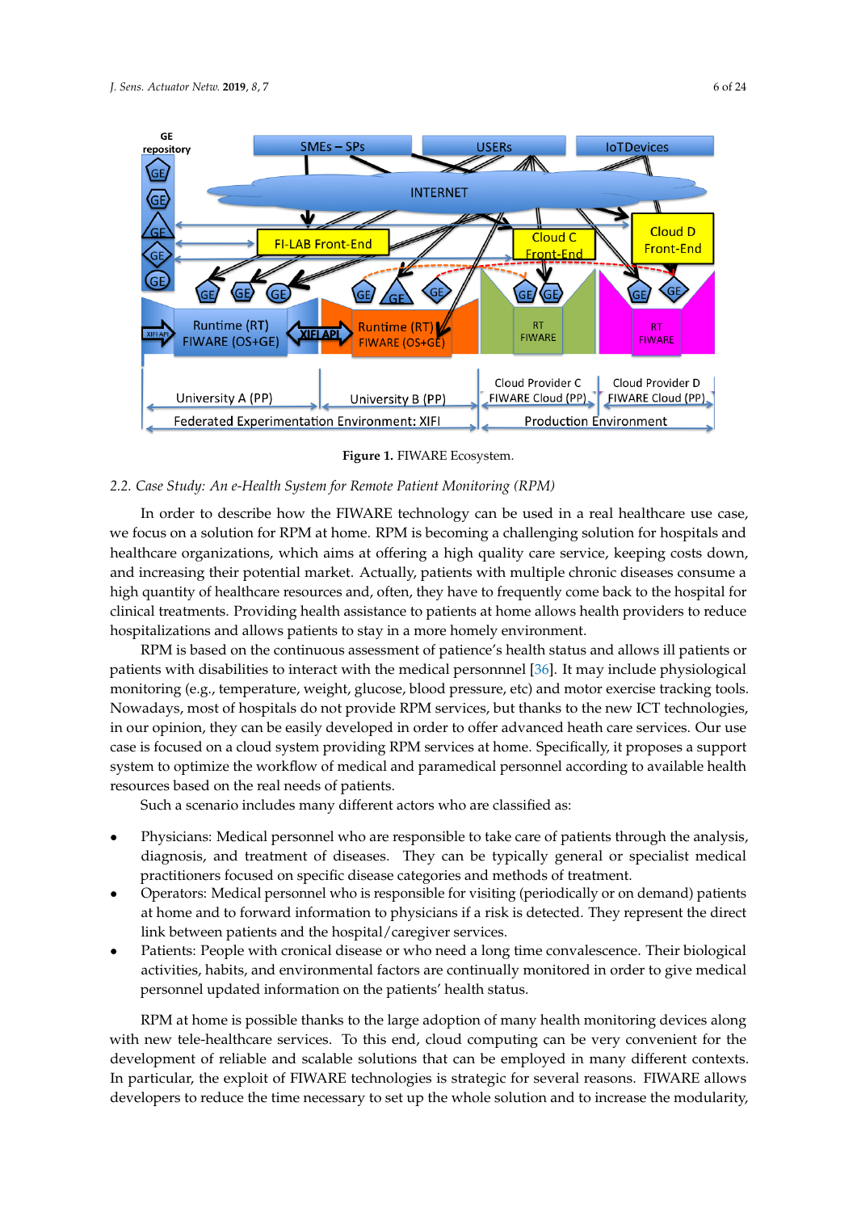Figure 1. FIWARE Ecosystem.

### 2.2. Case Study: An e-Health System for Remote Patient Monitoring (RPM)

In order to describe how the FIWARE technology can be used in a real healthcare use case, we focus on a solution for RPM at home. RPM is becoming a challenging solution for hospitals and healthcare organizations, which aims at offering a high quality care service, keeping costs down, and increasing their potential market. Actually, patients with multiple chronic diseases consume a high quantity of healthcare resources and, often, they have to frequently come back to the hospital for clinical treatments. Providing health assistance to patients at home allows health providers to reduce hospitalizations and allows patients to stay in a more homely environment.

RPM is based on the continuous assessment of patience's health status and allows ill patients or patients with disabilities to interact with the medical personnel [36]. It may include physiological monitoring (e.g., temperature, weight, glucose, blood pressure, etc) and motor exercise tracking tools. Nowadays, most of hospitals do not provide RPM services, but thanks to the new ICT technologies, in our opinion, they can be easily developed in order to offer advanced heath care services. Our use case is focused on a cloud system providing RPM services at home. Specifically, it proposes a support system to optimize the workflow of medical and paramedical personnel according to available health resources based on the real needs of patients.

Such a scenario includes many different actors who are classified as:

- Physicians: Medical personnel who are responsible to take care of patients through the analysis, diagnosis, and treatment of diseases. They can be typically general or specialist medical practitioners focused on specific disease categories and methods of treatment.
- Operators: Medical personnel who is responsible for visiting (periodically or on demand) patients at home and to forward information to physicians if a risk is detected. They represent the direct link between patients and the hospital/caregiver services.
- Patients: People with cronical disease or who need a long time convalescence. Their biological activities, habits, and environmental factors are continually monitored in order to give medical personnel updated information on the patients' health status.

RPM at home is possible thanks to the large adoption of many health monitoring devices along with new tele-healthcare services. To this end, cloud computing can be very convenient for the development of reliable and scalable solutions that can be employed in many different contexts. In particular, the exploit of FIWARE technologies is strategic for several reasons. FIWARE allows developers to reduce the time necessary to set up the whole solution and to increase the modularity,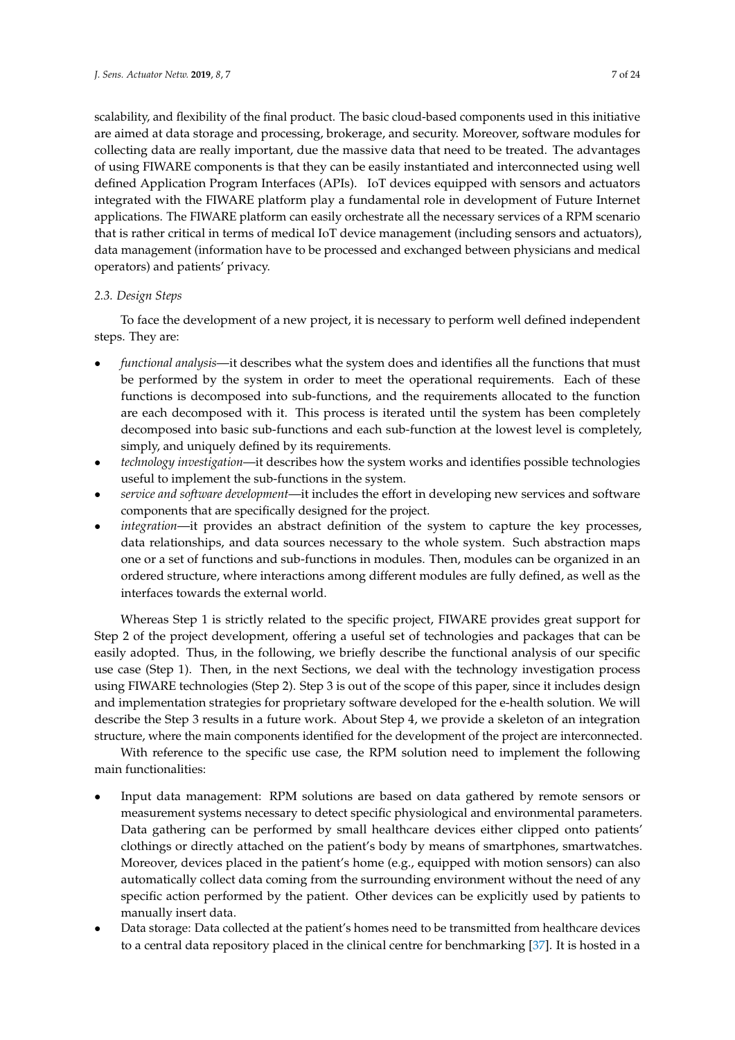scalability, and flexibility of the final product. The basic cloud-based components used in this initiative are aimed at data storage and processing, brokerage, and security. Moreover, software modules for collecting data are really important, due the massive data that need to be treated. The advantages of using FIWARE components is that they can be easily instantiated and interconnected using well defined Application Program Interfaces (APIs). IoT devices equipped with sensors and actuators integrated with the FIWARE platform play a fundamental role in development of Future Internet applications. The FIWARE platform can easily orchestrate all the necessary services of a RPM scenario that is rather critical in terms of medical IoT device management (including sensors and actuators), data management (information have to be processed and exchanged between physicians and medical operators) and patients' privacy.

### 2.3. Design Steps

To face the development of a new project, it is necessary to perform well defined independent steps. They are:

- *functional analysis*—it describes what the system does and identifies all the functions that must be performed by the system in order to meet the operational requirements. Each of these functions is decomposed into sub-functions, and the requirements allocated to the function are each decomposed with it. This process is iterated until the system has been completely decomposed into basic sub-functions and each sub-function at the lowest level is completely, simply, and uniquely defined by its requirements.
- *technology investigation*—it describes how the system works and identifies possible technologies useful to implement the sub-functions in the system.
- *service and software development*—it includes the effort in developing new services and software components that are specifically designed for the project.
- *integration*—it provides an abstract definition of the system to capture the key processes, data relationships, and data sources necessary to the whole system. Such abstraction maps one or a set of functions and sub-functions in modules. Then, modules can be organized in an ordered structure, where interactions among different modules are fully defined, as well as the interfaces towards the external world.

Whereas Step 1 is strictly related to the specific project, FIWARE provides great support for Step 2 of the project development, offering a useful set of technologies and packages that can be easily adopted. Thus, in the following, we briefly describe the functional analysis of our specific use case (Step 1). Then, in the next Sections, we deal with the technology investigation process using FIWARE technologies (Step 2). Step 3 is out of the scope of this paper, since it includes design and implementation strategies for proprietary software developed for the e-health solution. We will describe the Step 3 results in a future work. About Step 4, we provide a skeleton of an integration structure, where the main components identified for the development of the project are interconnected.

With reference to the specific use case, the RPM solution need to implement the following main functionalities:

- Input data management: RPM solutions are based on data gathered by remote sensors or measurement systems necessary to detect specific physiological and environmental parameters. Data gathering can be performed by small healthcare devices either clipped onto patients' clothings or directly attached on the patient's body by means of smartphones, smartwatches. Moreover, devices placed in the patient's home (e.g., equipped with motion sensors) can also automatically collect data coming from the surrounding environment without the need of any specific action performed by the patient. Other devices can be explicitly used by patients to manually insert data.
- Data storage: Data collected at the patient's homes need to be transmitted from healthcare devices to a central data repository placed in the clinical centre for benchmarking [37]. It is hosted in a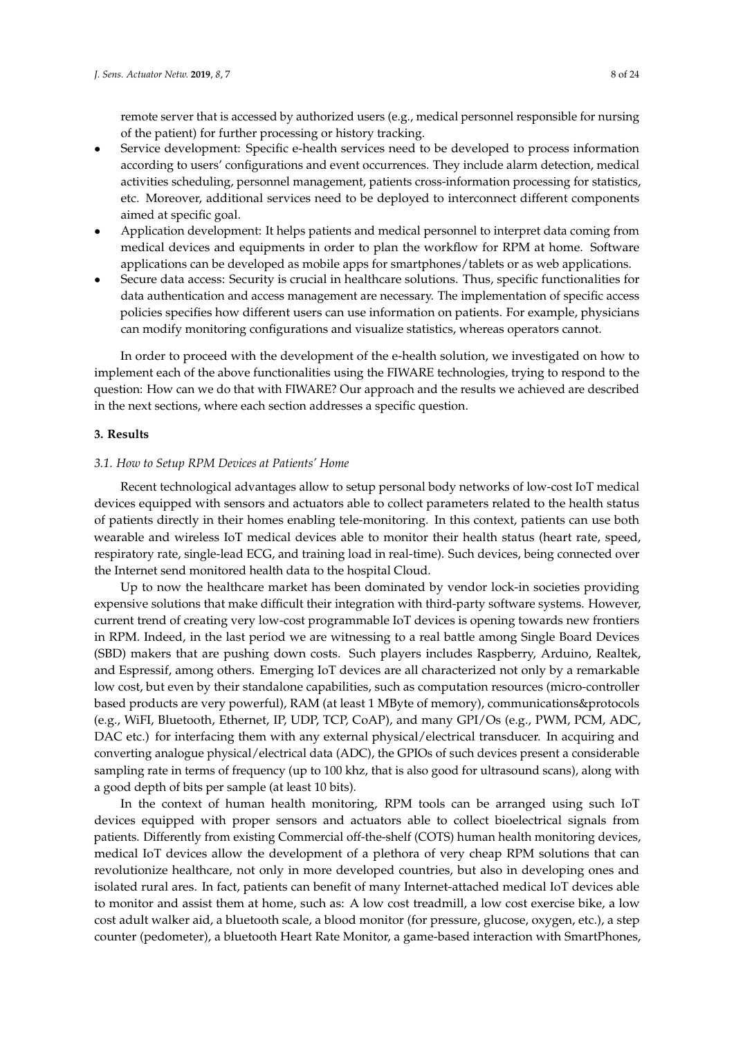remote server that is accessed by authorized users (e.g., medical personnel responsible for nursing of the patient) for further processing or history tracking.

- Service development: Specific e-health services need to be developed to process information according to users' configurations and event occurrences. They include alarm detection, medical activities scheduling, personnel management, patients cross-information processing for statistics, etc. Moreover, additional services need to be deployed to interconnect different components aimed at specific goal.
- Application development: It helps patients and medical personnel to interpret data coming from medical devices and equipments in order to plan the workflow for RPM at home. Software applications can be developed as mobile apps for smartphones/tablets or as web applications.
- Secure data access: Security is crucial in healthcare solutions. Thus, specific functionalities for data authentication and access management are necessary. The implementation of specific access policies specifies how different users can use information on patients. For example, physicians can modify monitoring configurations and visualize statistics, whereas operators cannot.

In order to proceed with the development of the e-health solution, we investigated on how to implement each of the above functionalities using the FIWARE technologies, trying to respond to the question: How can we do that with FIWARE? Our approach and the results we achieved are described in the next sections, where each section addresses a specific question.

## 3. Results

### *3.1. How to Setup RPM Devices at Patients' Home*

Recent technological advantages allow to setup personal body networks of low-cost IoT medical devices equipped with sensors and actuators able to collect parameters related to the health status of patients directly in their homes enabling tele-monitoring. In this context, patients can use both wearable and wireless IoT medical devices able to monitor their health status (heart rate, speed, respiratory rate, single-lead ECG, and training load in real-time). Such devices, being connected over the Internet send monitored health data to the hospital Cloud.

Up to now the healthcare market has been dominated by vendor lock-in societies providing expensive solutions that make difficult their integration with third-party software systems. However, current trend of creating very low-cost programmable IoT devices is opening towards new frontiers in RPM. Indeed, in the last period we are witnessing to a real battle among Single Board Devices (SBD) makers that are pushing down costs. Such players includes Raspberry, Arduino, Realtek, and Espressif, among others. Emerging IoT devices are all characterized not only by a remarkable low cost, but even by their standalone capabilities, such as computation resources (micro-controller based products are very powerful), RAM (at least 1 MByte of memory), communications&protocols (e.g., WiFI, Bluetooth, Ethernet, IP, UDP, TCP, CoAP), and many GPI/Os (e.g., PWM, PCM, ADC, DAC etc.) for interfacing them with any external physical/electrical transducer. In acquiring and converting analogue physical/electrical data (ADC), the GPIOs of such devices present a considerable sampling rate in terms of frequency (up to 100 khz, that is also good for ultrasound scans), along with a good depth of bits per sample (at least 10 bits).

In the context of human health monitoring, RPM tools can be arranged using such IoT devices equipped with proper sensors and actuators able to collect bioelectrical signals from patients. Differently from existing Commercial off-the-shelf (COTS) human health monitoring devices, medical IoT devices allow the development of a plethora of very cheap RPM solutions that can revolutionize healthcare, not only in more developed countries, but also in developing ones and isolated rural ares. In fact, patients can benefit of many Internet-attached medical IoT devices able to monitor and assist them at home, such as: A low cost treadmill, a low cost exercise bike, a low cost adult walker aid, a bluetooth scale, a blood monitor (for pressure, glucose, oxygen, etc.), a step counter (pedometer), a bluetooth Heart Rate Monitor, a game-based interaction with SmartPhones,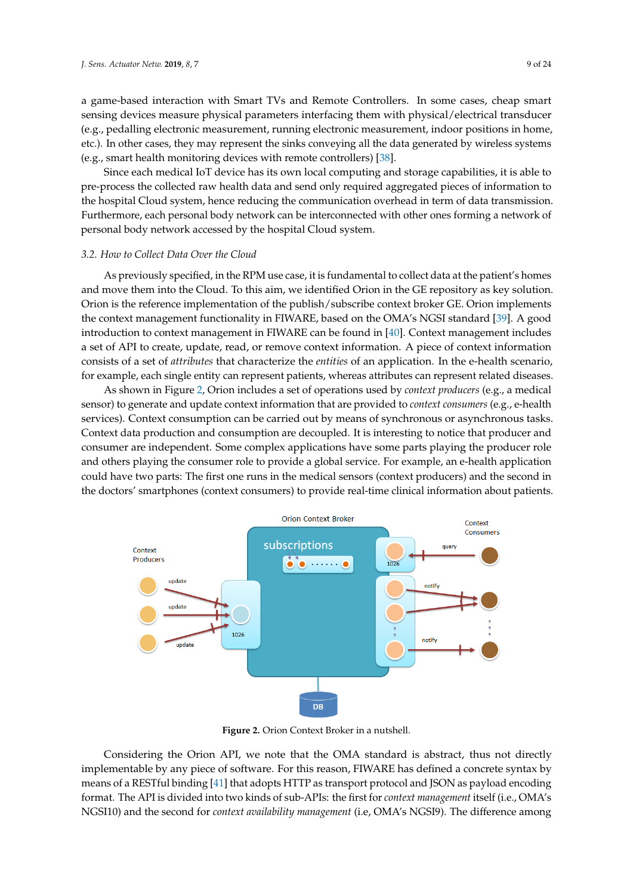a game-based interaction with Smart TVs and Remote Controllers. In some cases, cheap smart sensing devices measure physical parameters interfacing them with physical/electrical transducer (e.g., pedalling electronic measurement, running electronic measurement, indoor positions in home, etc.). In other cases, they may represent the sinks conveying all the data generated by wireless systems (e.g., smart health monitoring devices with remote controllers) [38].

Since each medical IoT device has its own local computing and storage capabilities, it is able to pre-process the collected raw health data and send only required aggregated pieces of information to the hospital Cloud system, hence reducing the communication overhead in term of data transmission. Furthermore, each personal body network can be interconnected with other ones forming a network of personal body network accessed by the hospital Cloud system.

### 3.2. How to Collect Data Over the Cloud

As previously specified, in the RPM use case, it is fundamental to collect data at the patient's homes and move them into the Cloud. To this aim, we identified Orion in the GE repository as key solution. Orion is the reference implementation of the publish/subscribe context broker GE. Orion implements the context management functionality in FIWARE, based on the OMA's NGSI standard [39]. A good introduction to context management in FIWARE can be found in [40]. Context management includes a set of API to create, update, read, or remove context information. A piece of context information consists of a set of *attributes* that characterize the *entities* of an application. In the e-health scenario, for example, each single entity can represent patients, whereas attributes can represent related diseases.

As shown in Figure 2, Orion includes a set of operations used by *context producers* (e.g., a medical sensor) to generate and update context information that are provided to *context consumers* (e.g., e-health services). Context consumption can be carried out by means of synchronous or asynchronous tasks. Context data production and consumption are decoupled. It is interesting to notice that producer and consumer are independent. Some complex applications have some parts playing the producer role and others playing the consumer role to provide a global service. For example, an e-health application could have two parts: The first one runs in the medical sensors (context producers) and the second in the doctors' smartphones (context consumers) to provide real-time clinical information about patients.

**Figure 2.** Orion Context Broker in a nutshell.

Considering the Orion API, we note that the OMA standard is abstract, thus not directly implementable by any piece of software. For this reason, FIWARE has defined a concrete syntax by means of a RESTful binding [41] that adopts HTTP as transport protocol and JSON as payload encoding format. The API is divided into two kinds of sub-APIs: the first for *context management* itself (i.e., OMA's NGSI10) and the second for *context availability management* (i.e, OMA's NGSI9). The difference among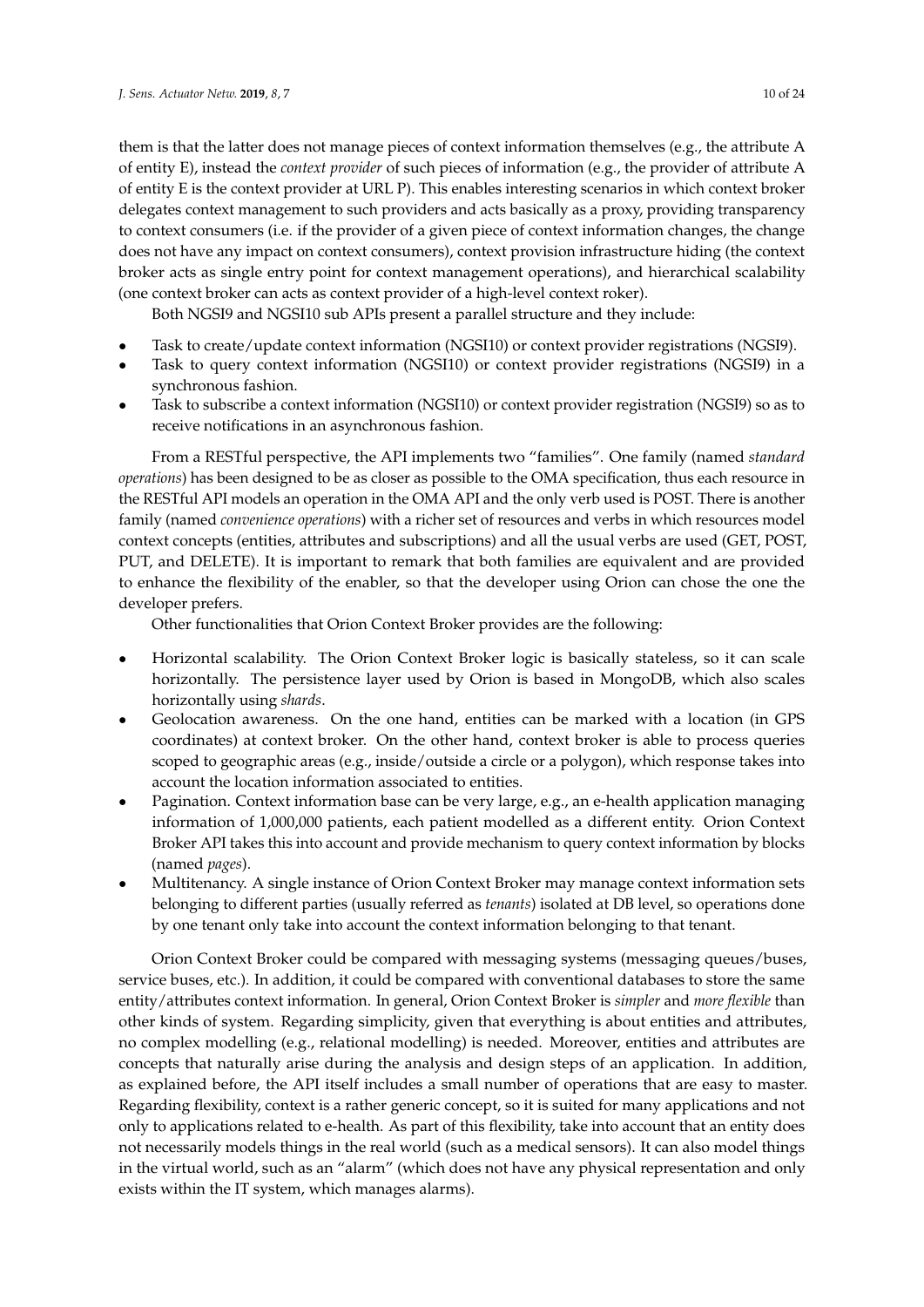them is that the latter does not manage pieces of context information themselves (e.g., the attribute A of entity E), instead the *context provider* of such pieces of information (e.g., the provider of attribute A of entity E is the context provider at URL P). This enables interesting scenarios in which context broker delegates context management to such providers and acts basically as a proxy, providing transparency to context consumers (i.e. if the provider of a given piece of context information changes, the change does not have any impact on context consumers), context provision infrastructure hiding (the context broker acts as single entry point for context management operations), and hierarchical scalability (one context broker can acts as context provider of a high-level context roker).

Both NGSI9 and NGSI10 sub APIs present a parallel structure and they include:

- Task to create/update context information (NGSI10) or context provider registrations (NGSI9).
- Task to query context information (NGSI10) or context provider registrations (NGSI9) in a synchronous fashion.
- Task to subscribe a context information (NGSI10) or context provider registration (NGSI9) so as to receive notifications in an asynchronous fashion.

From a RESTful perspective, the API implements two "families". One family (named *standard operations*) has been designed to be as closer as possible to the OMA specification, thus each resource in the RESTful API models an operation in the OMA API and the only verb used is POST. There is another family (named *convenience operations*) with a richer set of resources and verbs in which resources model context concepts (entities, attributes and subscriptions) and all the usual verbs are used (GET, POST, PUT, and DELETE). It is important to remark that both families are equivalent and are provided to enhance the flexibility of the enabler, so that the developer using Orion can chose the one the developer prefers.

Other functionalities that Orion Context Broker provides are the following:

- Horizontal scalability. The Orion Context Broker logic is basically stateless, so it can scale horizontally. The persistence layer used by Orion is based in MongoDB, which also scales horizontally using *shards*.
- Geolocation awareness. On the one hand, entities can be marked with a location (in GPS coordinates) at context broker. On the other hand, context broker is able to process queries scoped to geographic areas (e.g., inside/outside a circle or a polygon), which response takes into account the location information associated to entities.
- Pagination. Context information base can be very large, e.g., an e-health application managing information of 1,000,000 patients, each patient modelled as a different entity. Orion Context Broker API takes this into account and provide mechanism to query context information by blocks (named *pages*).
- Multitenancy. A single instance of Orion Context Broker may manage context information sets belonging to different parties (usually referred as *tenants*) isolated at DB level, so operations done by one tenant only take into account the context information belonging to that tenant.

Orion Context Broker could be compared with messaging systems (messaging queues/buses, service buses, etc.). In addition, it could be compared with conventional databases to store the same entity/attributes context information. In general, Orion Context Broker is *simpler* and *more flexible* than other kinds of system. Regarding simplicity, given that everything is about entities and attributes, no complex modelling (e.g., relational modelling) is needed. Moreover, entities and attributes are concepts that naturally arise during the analysis and design steps of an application. In addition, as explained before, the API itself includes a small number of operations that are easy to master. Regarding flexibility, context is a rather generic concept, so it is suited for many applications and not only to applications related to e-health. As part of this flexibility, take into account that an entity does not necessarily models things in the real world (such as a medical sensors). It can also model things in the virtual world, such as an "alarm" (which does not have any physical representation and only exists within the IT system, which manages alarms).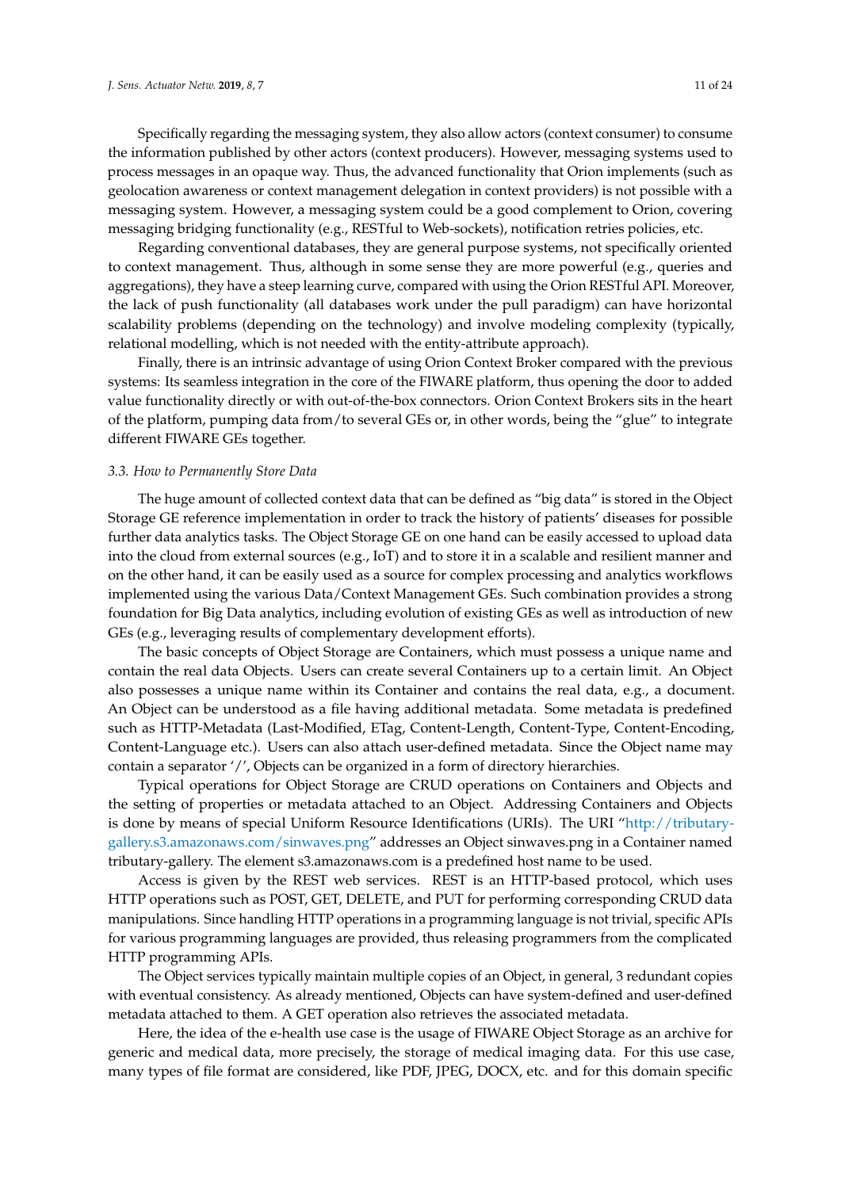Specifically regarding the messaging system, they also allow actors (context consumer) to consume the information published by other actors (context producers). However, messaging systems used to process messages in an opaque way. Thus, the advanced functionality that Orion implements (such as geolocation awareness or context management delegation in context providers) is not possible with a messaging system. However, a messaging system could be a good complement to Orion, covering messaging bridging functionality (e.g., RESTful to Web-sockets), notification retries policies, etc.

Regarding conventional databases, they are general purpose systems, not specifically oriented to context management. Thus, although in some sense they are more powerful (e.g., queries and aggregations), they have a steep learning curve, compared with using the Orion RESTful API. Moreover, the lack of push functionality (all databases work under the pull paradigm) can have horizontal scalability problems (depending on the technology) and involve modeling complexity (typically, relational modelling, which is not needed with the entity-attribute approach).

Finally, there is an intrinsic advantage of using Orion Context Broker compared with the previous systems: Its seamless integration in the core of the FIWARE platform, thus opening the door to added value functionality directly or with out-of-the-box connectors. Orion Context Brokers sits in the heart of the platform, pumping data from/to several GEs or, in other words, being the "glue" to integrate different FIWARE GEs together.

### *3.3. How to Permanently Store Data*

The huge amount of collected context data that can be defined as "big data" is stored in the Object Storage GE reference implementation in order to track the history of patients' diseases for possible further data analytics tasks. The Object Storage GE on one hand can be easily accessed to upload data into the cloud from external sources (e.g., IoT) and to store it in a scalable and resilient manner and on the other hand, it can be easily used as a source for complex processing and analytics workflows implemented using the various Data/Context Management GEs. Such combination provides a strong foundation for Big Data analytics, including evolution of existing GEs as well as introduction of new GEs (e.g., leveraging results of complementary development efforts).

The basic concepts of Object Storage are Containers, which must possess a unique name and contain the real data Objects. Users can create several Containers up to a certain limit. An Object also possesses a unique name within its Container and contains the real data, e.g., a document. An Object can be understood as a file having additional metadata. Some metadata is predefined such as HTTP-Metadata (Last-Modified, ETag, Content-Length, Content-Type, Content-Encoding, Content-Language etc.). Users can also attach user-defined metadata. Since the Object name may contain a separator '/', Objects can be organized in a form of directory hierarchies.

Typical operations for Object Storage are CRUD operations on Containers and Objects and the setting of properties or metadata attached to an Object. Addressing Containers and Objects is done by means of special Uniform Resource Identifications (URIs). The URI "http://tributary-gallery.s3.amazonaws.com/sinwaves.png" addresses an Object sinwaves.png in a Container named tributary-gallery. The element s3.amazonaws.com is a predefined host name to be used.

Access is given by the REST web services. REST is an HTTP-based protocol, which uses HTTP operations such as POST, GET, DELETE, and PUT for performing corresponding CRUD data manipulations. Since handling HTTP operations in a programming language is not trivial, specific APIs for various programming languages are provided, thus releasing programmers from the complicated HTTP programming APIs.

The Object services typically maintain multiple copies of an Object, in general, 3 redundant copies with eventual consistency. As already mentioned, Objects can have system-defined and user-defined metadata attached to them. A GET operation also retrieves the associated metadata.

Here, the idea of the e-health use case is the usage of FIWARE Object Storage as an archive for generic and medical data, more precisely, the storage of medical imaging data. For this use case, many types of file format are considered, like PDF, JPEG, DOCX, etc. and for this domain specific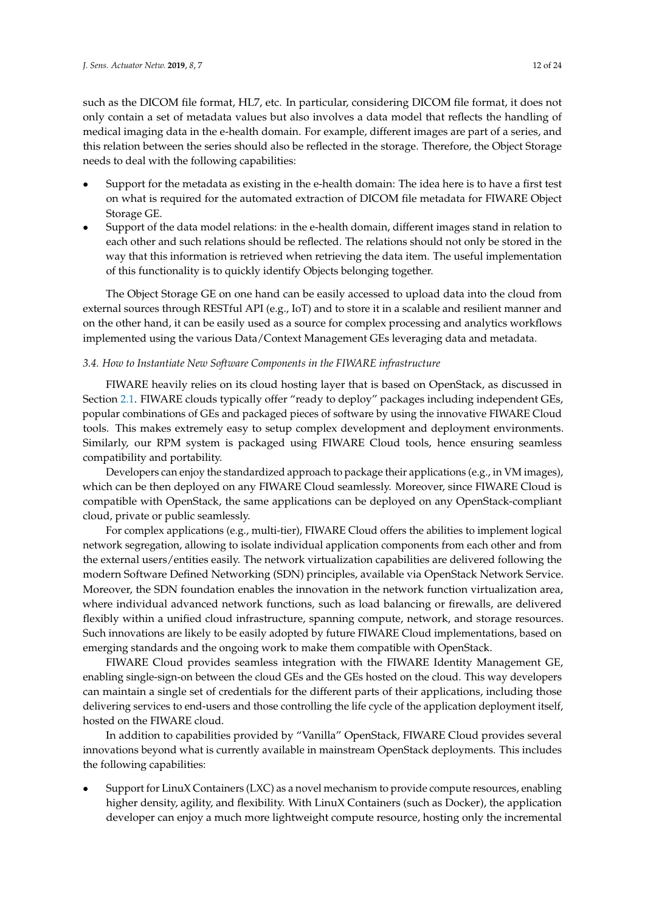such as the DICOM file format, HL7, etc. In particular, considering DICOM file format, it does not only contain a set of metadata values but also involves a data model that reflects the handling of medical imaging data in the e-health domain. For example, different images are part of a series, and this relation between the series should also be reflected in the storage. Therefore, the Object Storage needs to deal with the following capabilities:

- Support for the metadata as existing in the e-health domain: The idea here is to have a first test on what is required for the automated extraction of DICOM file metadata for FIWARE Object Storage GE.
- Support of the data model relations: in the e-health domain, different images stand in relation to each other and such relations should be reflected. The relations should not only be stored in the way that this information is retrieved when retrieving the data item. The useful implementation of this functionality is to quickly identify Objects belonging together.

The Object Storage GE on one hand can be easily accessed to upload data into the cloud from external sources through RESTful API (e.g., IoT) and to store it in a scalable and resilient manner and on the other hand, it can be easily used as a source for complex processing and analytics workflows implemented using the various Data/Context Management GEs leveraging data and metadata.

### *3.4. How to Instantiate New Software Components in the FIWARE infrastructure*

FIWARE heavily relies on its cloud hosting layer that is based on OpenStack, as discussed in Section 2.1. FIWARE clouds typically offer "ready to deploy" packages including independent GEs, popular combinations of GEs and packaged pieces of software by using the innovative FIWARE Cloud tools. This makes extremely easy to setup complex development and deployment environments. Similarly, our RPM system is packaged using FIWARE Cloud tools, hence ensuring seamless compatibility and portability.

Developers can enjoy the standardized approach to package their applications (e.g., in VM images), which can be then deployed on any FIWARE Cloud seamlessly. Moreover, since FIWARE Cloud is compatible with OpenStack, the same applications can be deployed on any OpenStack-compliant cloud, private or public seamlessly.

For complex applications (e.g., multi-tier), FIWARE Cloud offers the abilities to implement logical network segregation, allowing to isolate individual application components from each other and from the external users/entities easily. The network virtualization capabilities are delivered following the modern Software Defined Networking (SDN) principles, available via OpenStack Network Service. Moreover, the SDN foundation enables the innovation in the network function virtualization area, where individual advanced network functions, such as load balancing or firewalls, are delivered flexibly within a unified cloud infrastructure, spanning compute, network, and storage resources. Such innovations are likely to be easily adopted by future FIWARE Cloud implementations, based on emerging standards and the ongoing work to make them compatible with OpenStack.

FIWARE Cloud provides seamless integration with the FIWARE Identity Management GE, enabling single-sign-on between the cloud GEs and the GEs hosted on the cloud. This way developers can maintain a single set of credentials for the different parts of their applications, including those delivering services to end-users and those controlling the life cycle of the application deployment itself, hosted on the FIWARE cloud.

In addition to capabilities provided by "Vanilla" OpenStack, FIWARE Cloud provides several innovations beyond what is currently available in mainstream OpenStack deployments. This includes the following capabilities:

- Support for LinuX Containers (LXC) as a novel mechanism to provide compute resources, enabling higher density, agility, and flexibility. With LinuX Containers (such as Docker), the application developer can enjoy a much more lightweight compute resource, hosting only the incremental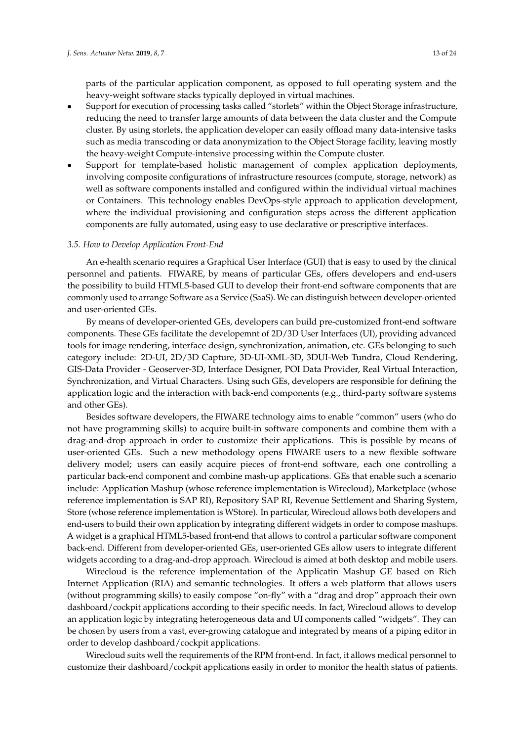parts of the particular application component, as opposed to full operating system and the heavy-weight software stacks typically deployed in virtual machines.

- Support for execution of processing tasks called "storlets" within the Object Storage infrastructure, reducing the need to transfer large amounts of data between the data cluster and the Compute cluster. By using storlets, the application developer can easily offload many data-intensive tasks such as media transcoding or data anonymization to the Object Storage facility, leaving mostly the heavy-weight Compute-intensive processing within the Compute cluster.
- Support for template-based holistic management of complex application deployments, involving composite configurations of infrastructure resources (compute, storage, network) as well as software components installed and configured within the individual virtual machines or Containers. This technology enables DevOps-style approach to application development, where the individual provisioning and configuration steps across the different application components are fully automated, using easy to use declarative or prescriptive interfaces.

### *3.5. How to Develop Application Front-End*

An e-health scenario requires a Graphical User Interface (GUI) that is easy to used by the clinical personnel and patients. FIWARE, by means of particular GEs, offers developers and end-users the possibility to build HTML5-based GUI to develop their front-end software components that are commonly used to arrange Software as a Service (SaaS). We can distinguish between developer-oriented and user-oriented GEs.

By means of developer-oriented GEs, developers can build pre-customized front-end software components. These GEs facilitate the developemnt of 2D/3D User Interfaces (UI), providing advanced tools for image rendering, interface design, synchronization, animation, etc. GEs belonging to such category include: 2D-UI, 2D/3D Capture, 3D-UI-XML-3D, 3DUI-Web Tundra, Cloud Rendering, GIS-Data Provider - Geoserver-3D, Interface Designer, POI Data Provider, Real Virtual Interaction, Synchronization, and Virtual Characters. Using such GEs, developers are responsible for defining the application logic and the interaction with back-end components (e.g., third-party software systems and other GEs).

Besides software developers, the FIWARE technology aims to enable "common" users (who do not have programming skills) to acquire built-in software components and combine them with a drag-and-drop approach in order to customize their applications. This is possible by means of user-oriented GEs. Such a new methodology opens FIWARE users to a new flexible software delivery model; users can easily acquire pieces of front-end software, each one controlling a particular back-end component and combine mash-up applications. GEs that enable such a scenario include: Application Mashup (whose reference implementation is Wirecloud), Marketplace (whose reference implementation is SAP RI), Repository SAP RI, Revenue Settlement and Sharing System, Store (whose reference implementation is WStore). In particular, Wirecloud allows both developers and end-users to build their own application by integrating different widgets in order to compose mashups. A widget is a graphical HTML5-based front-end that allows to control a particular software component back-end. Different from developer-oriented GEs, user-oriented GEs allow users to integrate different widgets according to a drag-and-drop approach. Wirecloud is aimed at both desktop and mobile users.

Wirecloud is the reference implementation of the Applicatin Mashup GE based on Rich Internet Application (RIA) and semantic technologies. It offers a web platform that allows users (without programming skills) to easily compose "on-fly" with a "drag and drop" approach their own dashboard/cockpit applications according to their specific needs. In fact, Wirecloud allows to develop an application logic by integrating heterogeneous data and UI components called "widgets". They can be chosen by users from a vast, ever-growing catalogue and integrated by means of a piping editor in order to develop dashboard/cockpit applications.

Wirecloud suits well the requirements of the RPM front-end. In fact, it allows medical personnel to customize their dashboard/cockpit applications easily in order to monitor the health status of patients.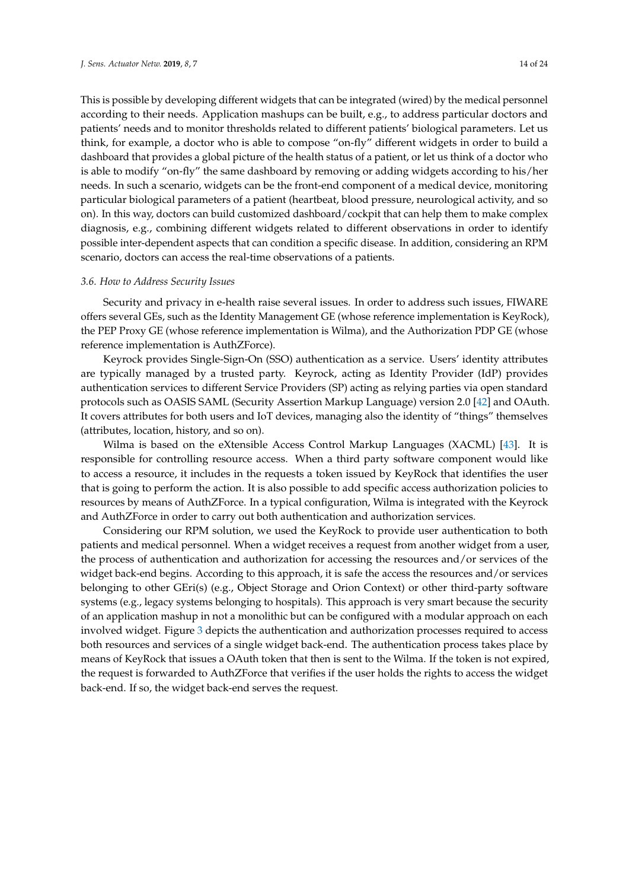This is possible by developing different widgets that can be integrated (wired) by the medical personnel according to their needs. Application mashups can be built, e.g., to address particular doctors and patients' needs and to monitor thresholds related to different patients' biological parameters. Let us think, for example, a doctor who is able to compose "on-fly" different widgets in order to build a dashboard that provides a global picture of the health status of a patient, or let us think of a doctor who is able to modify "on-fly" the same dashboard by removing or adding widgets according to his/her needs. In such a scenario, widgets can be the front-end component of a medical device, monitoring particular biological parameters of a patient (heartbeat, blood pressure, neurological activity, and so on). In this way, doctors can build customized dashboard/cockpit that can help them to make complex diagnosis, e.g., combining different widgets related to different observations in order to identify possible inter-dependent aspects that can condition a specific disease. In addition, considering an RPM scenario, doctors can access the real-time observations of a patients.

### *3.6. How to Address Security Issues*

Security and privacy in e-health raise several issues. In order to address such issues, FIWARE offers several GEs, such as the Identity Management GE (whose reference implementation is KeyRock), the PEP Proxy GE (whose reference implementation is Wilma), and the Authorization PDP GE (whose reference implementation is AuthZForce).

Keyrock provides Single-Sign-On (SSO) authentication as a service. Users' identity attributes are typically managed by a trusted party. Keyrock, acting as Identity Provider (IdP) provides authentication services to different Service Providers (SP) acting as relying parties via open standard protocols such as OASIS SAML (Security Assertion Markup Language) version 2.0 [42] and OAuth. It covers attributes for both users and IoT devices, managing also the identity of "things" themselves (attributes, location, history, and so on).

Wilma is based on the eXtensible Access Control Markup Languages (XACML) [43]. It is responsible for controlling resource access. When a third party software component would like to access a resource, it includes in the requests a token issued by KeyRock that identifies the user that is going to perform the action. It is also possible to add specific access authorization policies to resources by means of AuthZForce. In a typical configuration, Wilma is integrated with the Keyrock and AuthZForce in order to carry out both authentication and authorization services.

Considering our RPM solution, we used the KeyRock to provide user authentication to both patients and medical personnel. When a widget receives a request from another widget from a user, the process of authentication and authorization for accessing the resources and/or services of the widget back-end begins. According to this approach, it is safe the access the resources and/or services belonging to other GEri(s) (e.g., Object Storage and Orion Context) or other third-party software systems (e.g., legacy systems belonging to hospitals). This approach is very smart because the security of an application mashup in not a monolithic but can be configured with a modular approach on each involved widget. Figure 3 depicts the authentication and authorization processes required to access both resources and services of a single widget back-end. The authentication process takes place by means of KeyRock that issues a OAuth token that then is sent to the Wilma. If the token is not expired, the request is forwarded to AuthZForce that verifies if the user holds the rights to access the widget back-end. If so, the widget back-end serves the request.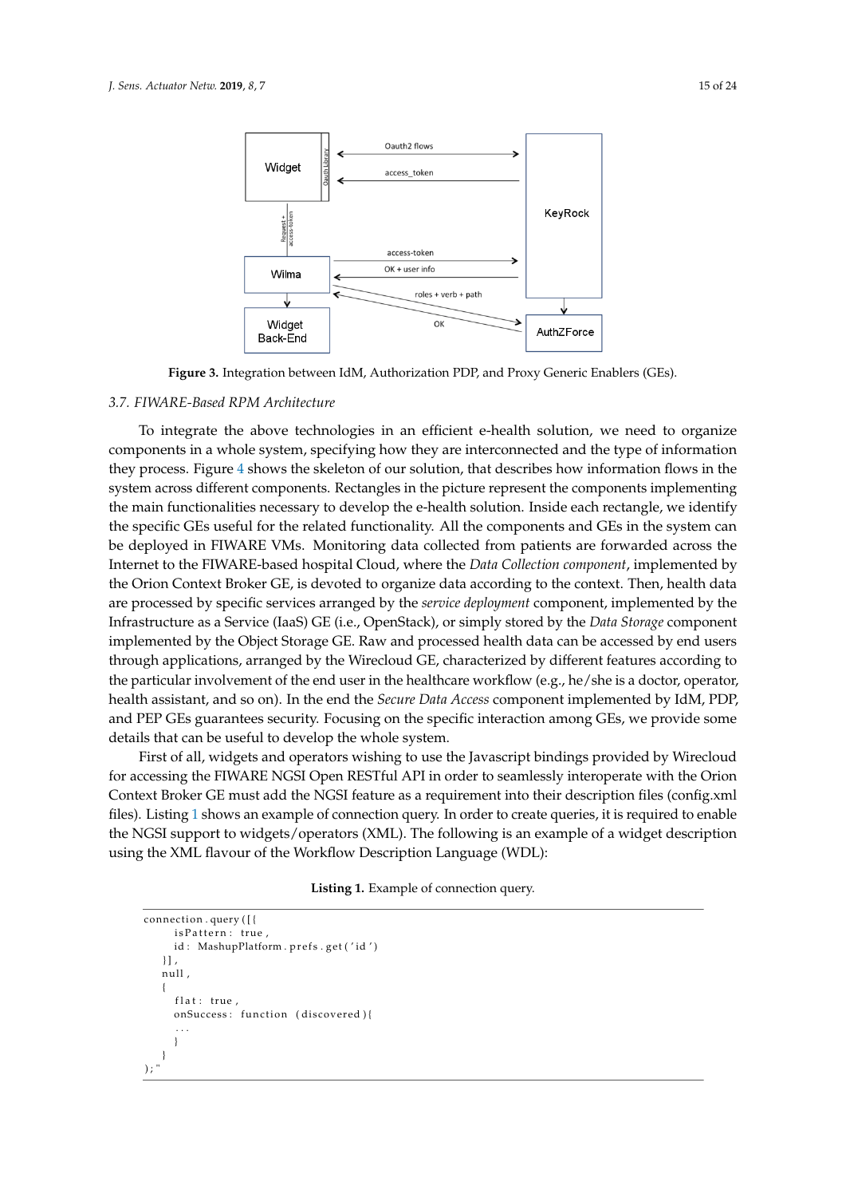**Figure 3.** Integration between IdM, Authorization PDP, and Proxy Generic Enablers (GEs).

### 3.7. FIWARE-Based RPM Architecture

To integrate the above technologies in an efficient e-health solution, we need to organize components in a whole system, specifying how they are interconnected and the type of information they process. Figure 4 shows the skeleton of our solution, that describes how information flows in the system across different components. Rectangles in the picture represent the components implementing the main functionalities necessary to develop the e-health solution. Inside each rectangle, we identify the specific GEs useful for the related functionality. All the components and GEs in the system can be deployed in FIWARE VMs. Monitoring data collected from patients are forwarded across the Internet to the FIWARE-based hospital Cloud, where the *Data Collection component*, implemented by the Orion Context Broker GE, is devoted to organize data according to the context. Then, health data are processed by specific services arranged by the *service deployment* component, implemented by the Infrastructure as a Service (IaaS) GE (i.e., OpenStack), or simply stored by the *Data Storage* component implemented by the Object Storage GE. Raw and processed health data can be accessed by end users through applications, arranged by the Wirecloud GE, characterized by different features according to the particular involvement of the end user in the healthcare workflow (e.g., he/she is a doctor, operator, health assistant, and so on). In the end the *Secure Data Access* component implemented by IdM, PDP, and PEP GEs guarantees security. Focusing on the specific interaction among GEs, we provide some details that can be useful to develop the whole system.

First of all, widgets and operators wishing to use the Javascript bindings provided by Wirecloud for accessing the FIWARE NGSI Open RESTful API in order to seamlessly interoperate with the Orion Context Broker GE must add the NGSI feature as a requirement into their description files (config.xml files). Listing 1 shows an example of connection query. In order to create queries, it is required to enable the NGSI support to widgets/operators (XML). The following is an example of a widget description using the XML flavour of the Workflow Description Language (WDL):

**Listing 1.** Example of connection query.

```
connection.query([{
     isPattern: true,
     id: MashupPlatform.prefs.get('id')
   }],
   null,
   {
     flat: true,
     onSuccess: function (discovered){
     ...
     }
   }
);"
```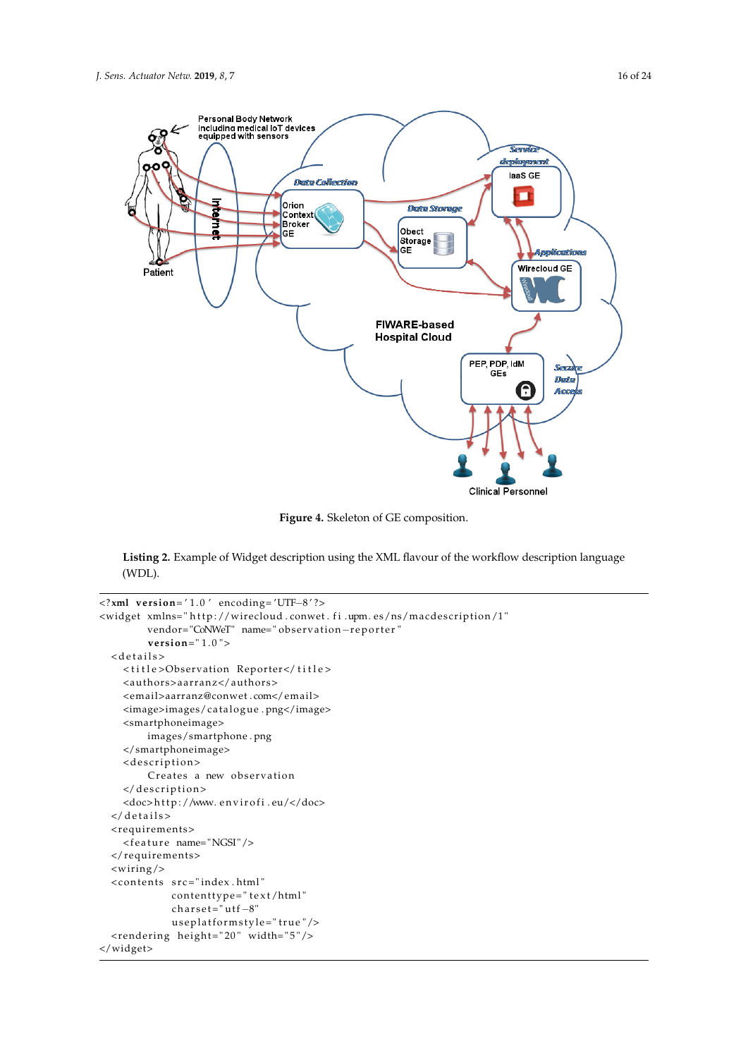**Figure 4.** Skeleton of GE composition.

**Listing 2.** Example of Widget description using the XML flavour of the workflow description language (WDL).

```
<?xml version='1.0' encoding='UTF-8'?>
<widget xmlns="http://wirecloud.conwet.fi.upm.es/ns/macdescription/1"
        vendor="CoNWeT" name="observation-reporter"
        version="1.0">
  <details>
    <title>Observation Reporter</title>
    <authors>aarranz</authors>
    <email>aarranz@conwet.com</email>
    <image>images/catalogue.png</image>
    <smartphoneimage>
        images/smartphone.png
    </smartphoneimage>
    <description>
        Creates a new observation
    </description>
    <doc>http://www.envirofi.eu/</doc>
  </details>
  <requirements>
    <feature name="NGSI"/>
  </requirements>
  <wiring/>
  <contents src="index.html"
            contenttype="text/html"
            charset="utf-8"
            useplatformstyle="true"/>
  <rendering height="20" width="5"/>
</widget>
```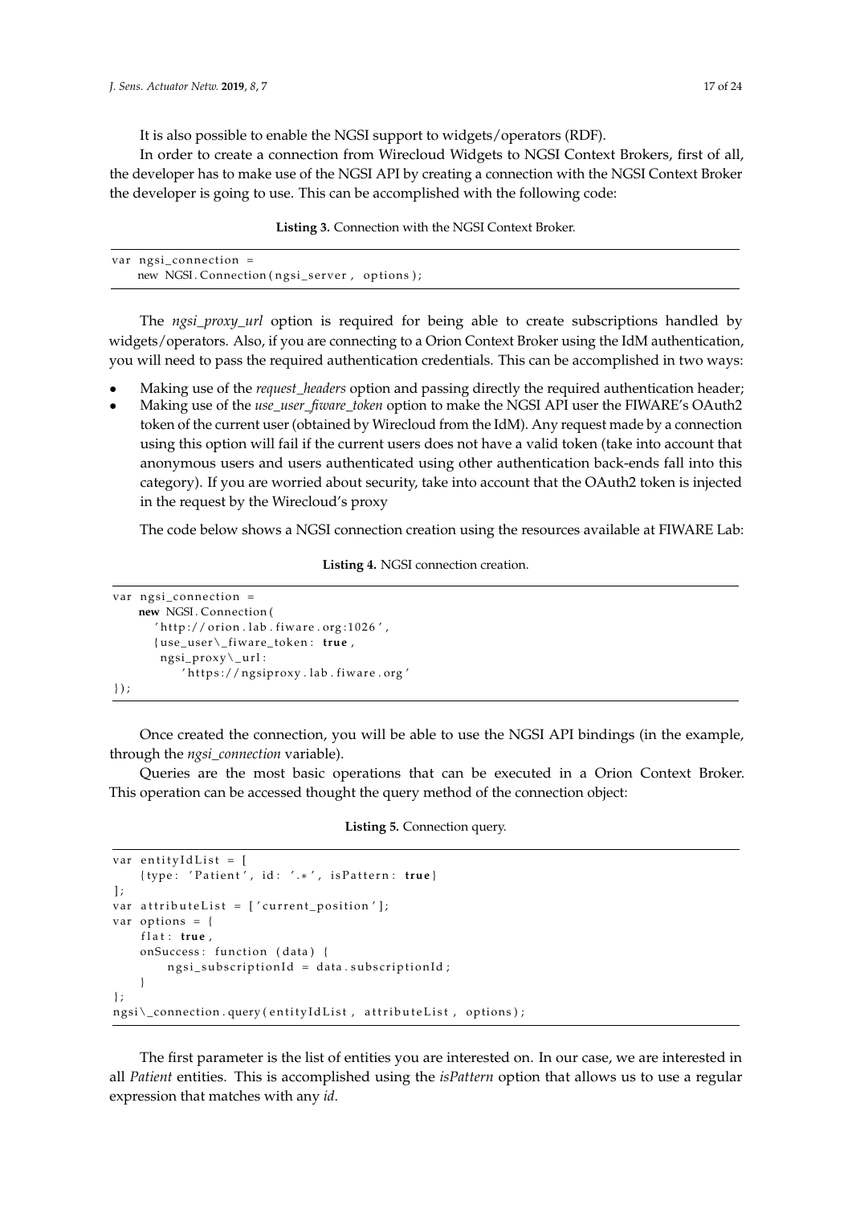It is also possible to enable the NGSI support to widgets/operators (RDF).

In order to create a connection from Wirecloud Widgets to NGSI Context Brokers, first of all, the developer has to make use of the NGSI API by creating a connection with the NGSI Context Broker the developer is going to use. This can be accomplished with the following code:

**Listing 3.** Connection with the NGSI Context Broker.

```
var ngsi_connection =
    new NGSI.Connection(ngsi_server, options);
```

The *ngsi_proxy_url* option is required for being able to create subscriptions handled by widgets/operators. Also, if you are connecting to a Orion Context Broker using the IdM authentication, you will need to pass the required authentication credentials. This can be accomplished in two ways:

- Making use of the *request_headers* option and passing directly the required authentication header;
- Making use of the *use_user_fiware_token* option to make the NGSI API user the FIWARE's OAuth2 token of the current user (obtained by Wirecloud from the IdM). Any request made by a connection using this option will fail if the current users does not have a valid token (take into account that anonymous users and users authenticated using other authentication back-ends fall into this category). If you are worried about security, take into account that the OAuth2 token is injected in the request by the Wirecloud's proxy

The code below shows a NGSI connection creation using the resources available at FIWARE Lab:

**Listing 4.** NGSI connection creation.

```
var ngsi_connection =
    new NGSI.Connection(
      'http://orion.lab.fiware.org:1026',
      {use_user\_fiware_token: true,
       ngsi_proxy\_url:
          'https://ngsiproxy.lab.fiware.org'
});
```

Once created the connection, you will be able to use the NGSI API bindings (in the example, through the *ngsi_connection* variable).

Queries are the most basic operations that can be executed in a Orion Context Broker. This operation can be accessed thought the query method of the connection object:

**Listing 5.** Connection query.

```
var entityIdList = [
    {type: 'Patient', id: '.*', isPattern: true}
];
var attributeList = ['current_position'];
var options = {
    flat: true,
    onSuccess: function (data) {
        ngsi_subscriptionId = data.subscriptionId;
    }
};
ngsi\_connection.query(entityIdList, attributeList, options);
```

The first parameter is the list of entities you are interested on. In our case, we are interested in all *Patient* entities. This is accomplished using the *isPattern* option that allows us to use a regular expression that matches with any *id*.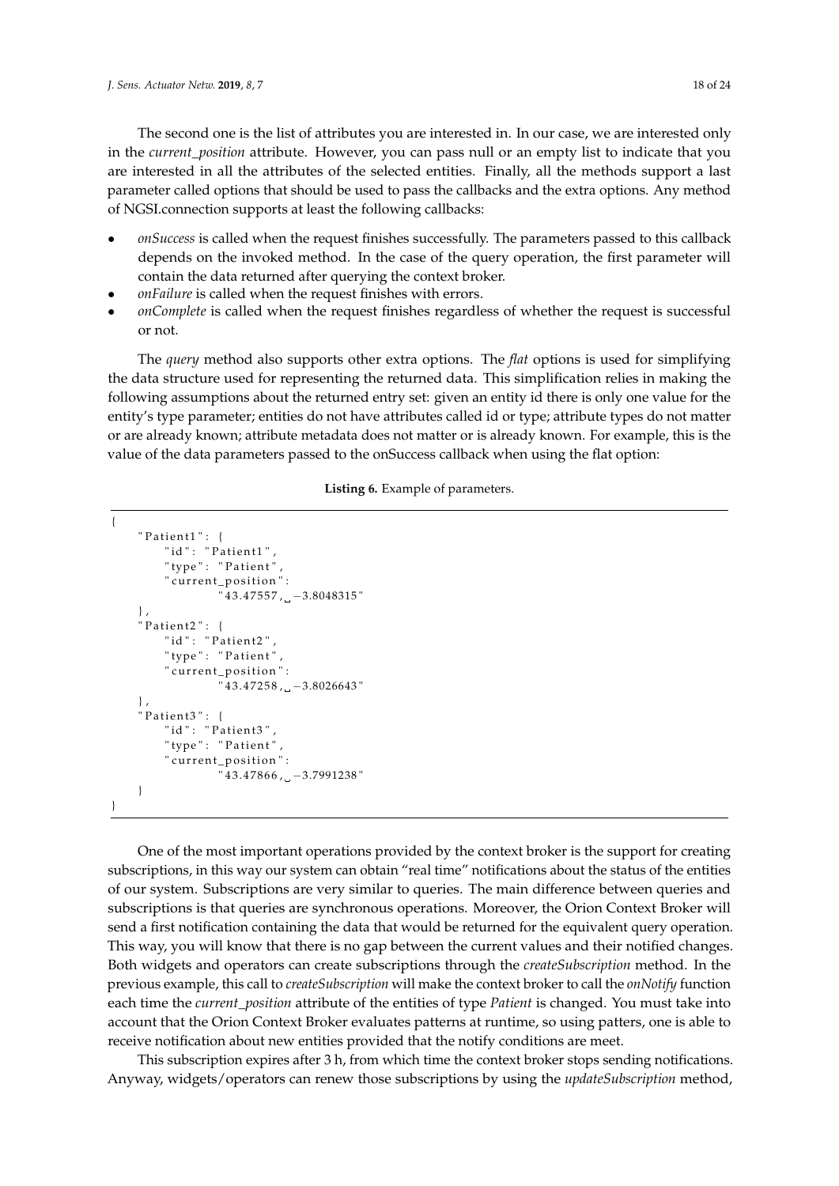The second one is the list of attributes you are interested in. In our case, we are interested only in the *current_position* attribute. However, you can pass null or an empty list to indicate that you are interested in all the attributes of the selected entities. Finally, all the methods support a last parameter called options that should be used to pass the callbacks and the extra options. Any method of NGSI.connection supports at least the following callbacks:

- *onSuccess* is called when the request finishes successfully. The parameters passed to this callback depends on the invoked method. In the case of the query operation, the first parameter will contain the data returned after querying the context broker.
- *onFailure* is called when the request finishes with errors.
- *onComplete* is called when the request finishes regardless of whether the request is successful or not.

The *query* method also supports other extra options. The *flat* options is used for simplifying the data structure used for representing the returned data. This simplification relies in making the following assumptions about the returned entry set: given an entity id there is only one value for the entity's type parameter; entities do not have attributes called id or type; attribute types do not matter or are already known; attribute metadata does not matter or is already known. For example, this is the value of the data parameters passed to the onSuccess callback when using the flat option:

**Listing 6.** Example of parameters.

```
{
    "Patient1": {
        "id": "Patient1",
        "type": "Patient",
        "current_position":
                "43.47557, -3.8048315"
    },
    "Patient2": {
        "id": "Patient2",
        "type": "Patient",
        "current_position":
                "43.47258, -3.8026643"
    },
    "Patient3": {
        "id": "Patient3",
        "type": "Patient",
        "current_position":
                "43.47866, -3.7991238"
    }
}
```

One of the most important operations provided by the context broker is the support for creating subscriptions, in this way our system can obtain "real time" notifications about the status of the entities of our system. Subscriptions are very similar to queries. The main difference between queries and subscriptions is that queries are synchronous operations. Moreover, the Orion Context Broker will send a first notification containing the data that would be returned for the equivalent query operation. This way, you will know that there is no gap between the current values and their notified changes. Both widgets and operators can create subscriptions through the *createSubscription* method. In the previous example, this call to *createSubscription* will make the context broker to call the *onNotify* function each time the *current_position* attribute of the entities of type *Patient* is changed. You must take into account that the Orion Context Broker evaluates patterns at runtime, so using patters, one is able to receive notification about new entities provided that the notify conditions are meet.

This subscription expires after 3 h, from which time the context broker stops sending notifications. Anyway, widgets/operators can renew those subscriptions by using the *updateSubscription* method,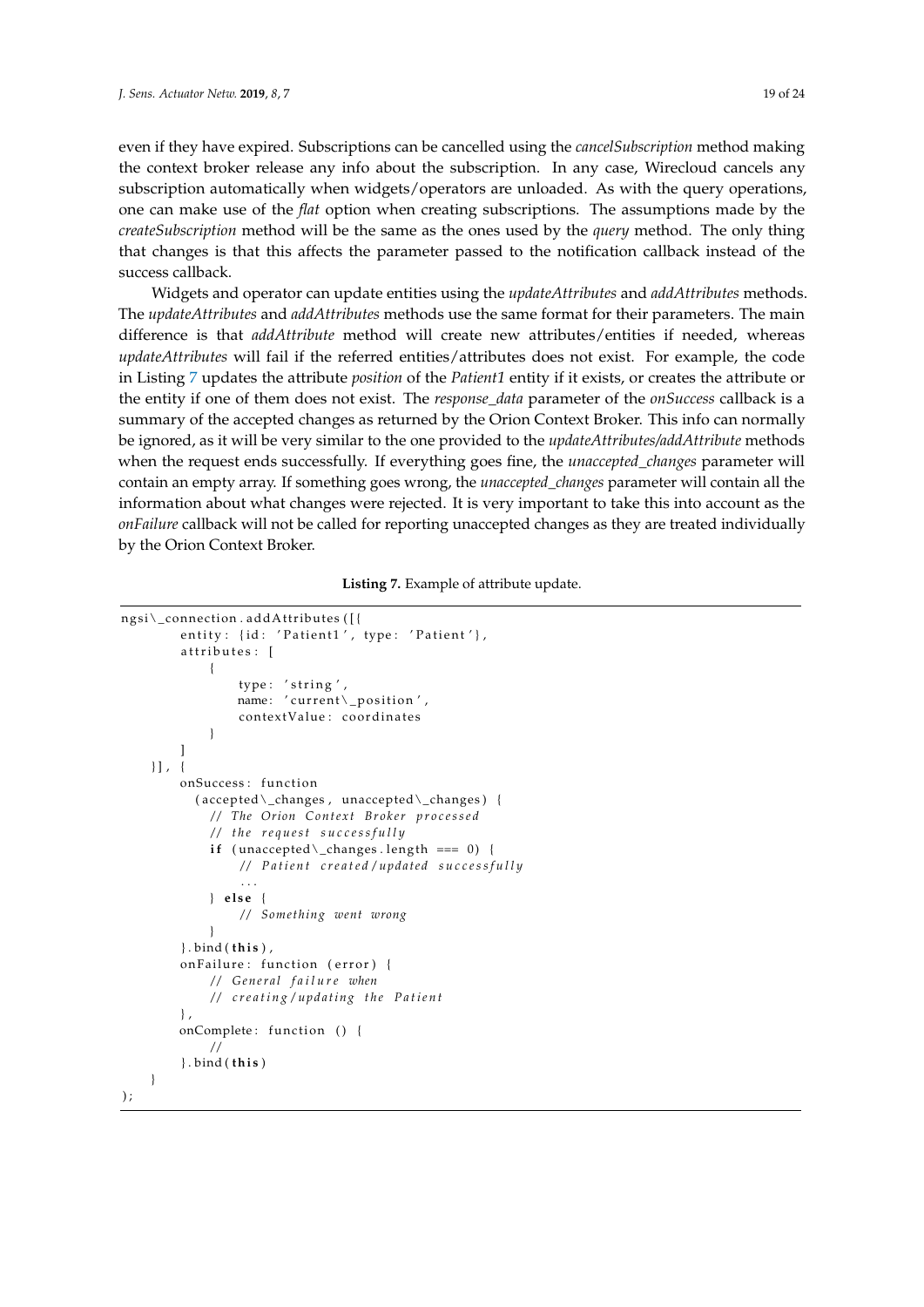even if they have expired. Subscriptions can be cancelled using the *cancelSubscription* method making the context broker release any info about the subscription. In any case, Wirecloud cancels any subscription automatically when widgets/operators are unloaded. As with the query operations, one can make use of the *flat* option when creating subscriptions. The assumptions made by the *createSubscription* method will be the same as the ones used by the *query* method. The only thing that changes is that this affects the parameter passed to the notification callback instead of the success callback.

Widgets and operator can update entities using the *updateAttributes* and *addAttributes* methods. The *updateAttributes* and *addAttributes* methods use the same format for their parameters. The main difference is that *addAttribute* method will create new attributes/entities if needed, whereas *updateAttributes* will fail if the referred entities/attributes does not exist. For example, the code in Listing 7 updates the attribute *position* of the *Patient1* entity if it exists, or creates the attribute or the entity if one of them does not exist. The *response_data* parameter of the *onSuccess* callback is a summary of the accepted changes as returned by the Orion Context Broker. This info can normally be ignored, as it will be very similar to the one provided to the *updateAttributes/addAttribute* methods when the request ends successfully. If everything goes fine, the *unaccepted_changes* parameter will contain an empty array. If something goes wrong, the *unaccepted_changes* parameter will contain all the information about what changes were rejected. It is very important to take this into account as the *onFailure* callback will not be called for reporting unaccepted changes as they are treated individually by the Orion Context Broker.

**Listing 7.** Example of attribute update.

```
ngsi\_connection.addAttributes([{
        entity: {id: 'Patient1', type: 'Patient'},
        attributes: [
            {
                type: 'string',
                name: 'current\_position',
                contextValue: coordinates
            }
        ]
    }], {
        onSuccess: function
          (accepted\_changes, unaccepted\_changes) {
            // The Orion Context Broker processed
            // the request successfully
            if (unaccepted\_changes.length === 0) {
                // Patient created/updated successfully
                ...
            } else {
                // Something went wrong
            }
        }.bind(this),
        onFailure: function (error) {
            // General failure when
            // creating/updating the Patient
        },
        onComplete: function () {
            //
        }.bind(this)
    }
);
```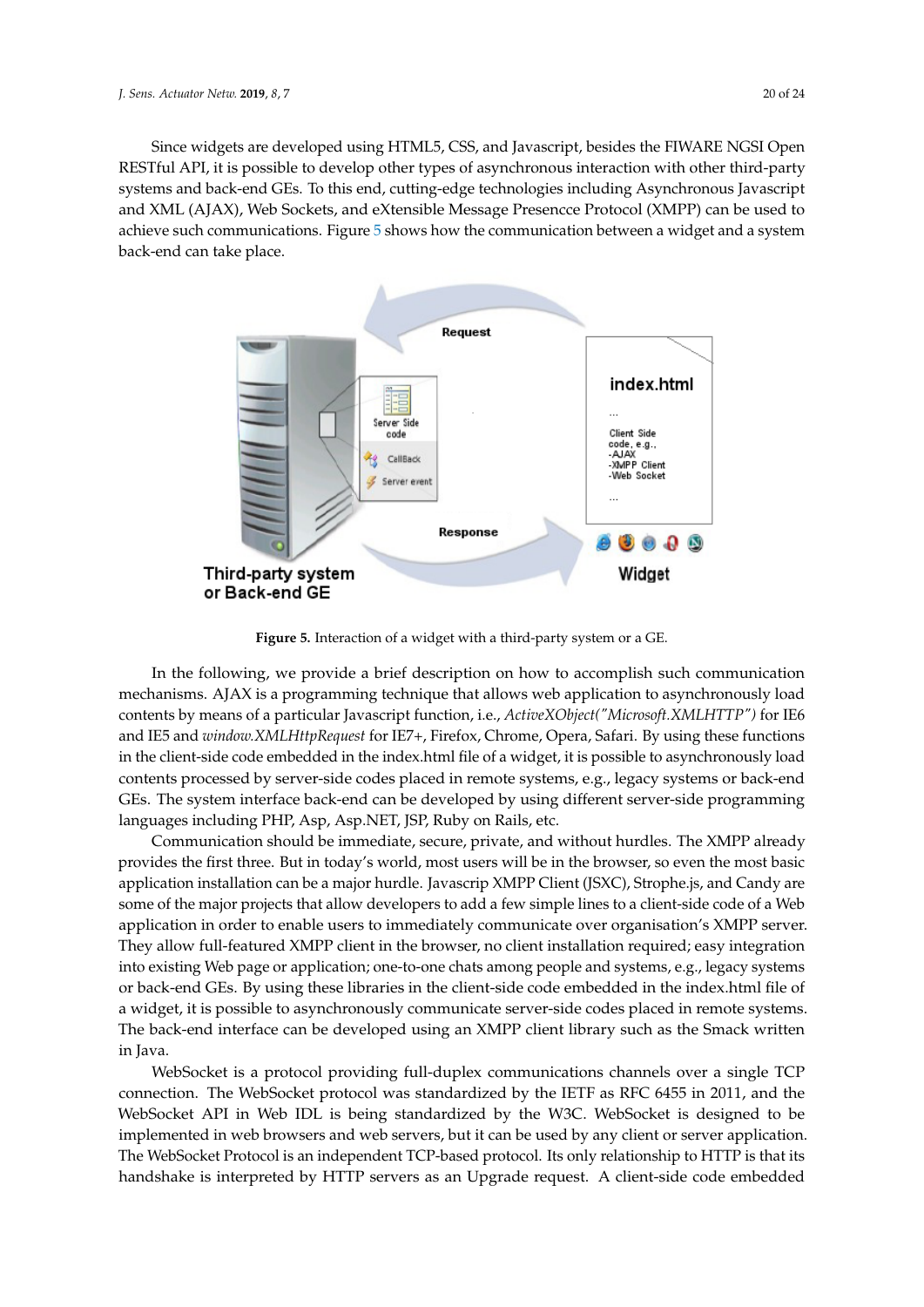Since widgets are developed using HTML5, CSS, and Javascript, besides the FIWARE NGSI Open RESTful API, it is possible to develop other types of asynchronous interaction with other third-party systems and back-end GEs. To this end, cutting-edge technologies including Asynchronous Javascript and XML (AJAX), Web Sockets, and eXtensible Message Presencce Protocol (XMPP) can be used to achieve such communications. Figure 5 shows how the communication between a widget and a system back-end can take place.

**Figure 5.** Interaction of a widget with a third-party system or a GE.

In the following, we provide a brief description on how to accomplish such communication mechanisms. AJAX is a programming technique that allows web application to asynchronously load contents by means of a particular Javascript function, i.e., *ActiveXObject("Microsoft.XMLHTTP")* for IE6 and IE5 and *window.XMLHttpRequest* for IE7+, Firefox, Chrome, Opera, Safari. By using these functions in the client-side code embedded in the index.html file of a widget, it is possible to asynchronously load contents processed by server-side codes placed in remote systems, e.g., legacy systems or back-end GEs. The system interface back-end can be developed by using different server-side programming languages including PHP, Asp, Asp.NET, JSP, Ruby on Rails, etc.

Communication should be immediate, secure, private, and without hurdles. The XMPP already provides the first three. But in today's world, most users will be in the browser, so even the most basic application installation can be a major hurdle. Javascrip XMPP Client (JSXC), Strophe.js, and Candy are some of the major projects that allow developers to add a few simple lines to a client-side code of a Web application in order to enable users to immediately communicate over organisation's XMPP server. They allow full-featured XMPP client in the browser, no client installation required; easy integration into existing Web page or application; one-to-one chats among people and systems, e.g., legacy systems or back-end GEs. By using these libraries in the client-side code embedded in the index.html file of a widget, it is possible to asynchronously communicate server-side codes placed in remote systems. The back-end interface can be developed using an XMPP client library such as the Smack written in Java.

WebSocket is a protocol providing full-duplex communications channels over a single TCP connection. The WebSocket protocol was standardized by the IETF as RFC 6455 in 2011, and the WebSocket API in Web IDL is being standardized by the W3C. WebSocket is designed to be implemented in web browsers and web servers, but it can be used by any client or server application. The WebSocket Protocol is an independent TCP-based protocol. Its only relationship to HTTP is that its handshake is interpreted by HTTP servers as an Upgrade request. A client-side code embedded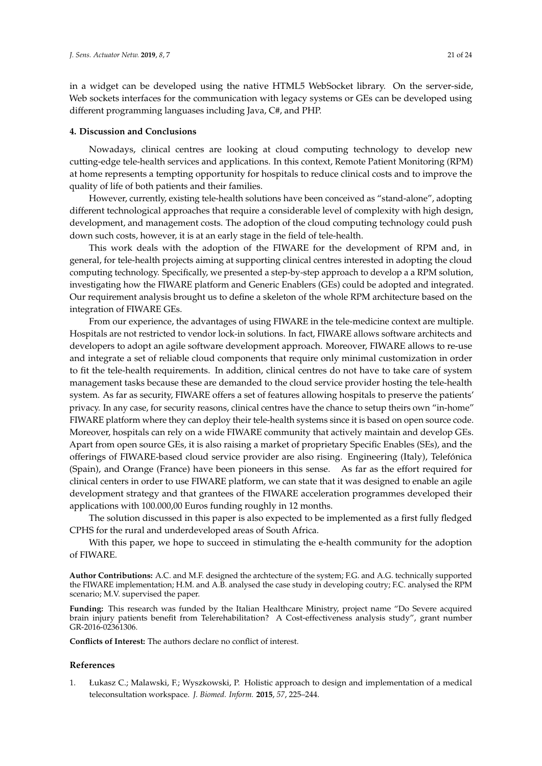in a widget can be developed using the native HTML5 WebSocket library. On the server-side, Web sockets interfaces for the communication with legacy systems or GEs can be developed using different programming languases including Java, C#, and PHP.

## 4. Discussion and Conclusions

Nowadays, clinical centres are looking at cloud computing technology to develop new cutting-edge tele-health services and applications. In this context, Remote Patient Monitoring (RPM) at home represents a tempting opportunity for hospitals to reduce clinical costs and to improve the quality of life of both patients and their families.

However, currently, existing tele-health solutions have been conceived as "stand-alone", adopting different technological approaches that require a considerable level of complexity with high design, development, and management costs. The adoption of the cloud computing technology could push down such costs, however, it is at an early stage in the field of tele-health.

This work deals with the adoption of the FIWARE for the development of RPM and, in general, for tele-health projects aiming at supporting clinical centres interested in adopting the cloud computing technology. Specifically, we presented a step-by-step approach to develop a a RPM solution, investigating how the FIWARE platform and Generic Enablers (GEs) could be adopted and integrated. Our requirement analysis brought us to define a skeleton of the whole RPM architecture based on the integration of FIWARE GEs.

From our experience, the advantages of using FIWARE in the tele-medicine context are multiple. Hospitals are not restricted to vendor lock-in solutions. In fact, FIWARE allows software architects and developers to adopt an agile software development approach. Moreover, FIWARE allows to re-use and integrate a set of reliable cloud components that require only minimal customization in order to fit the tele-health requirements. In addition, clinical centres do not have to take care of system management tasks because these are demanded to the cloud service provider hosting the tele-health system. As far as security, FIWARE offers a set of features allowing hospitals to preserve the patients' privacy. In any case, for security reasons, clinical centres have the chance to setup theirs own "in-home" FIWARE platform where they can deploy their tele-health systems since it is based on open source code. Moreover, hospitals can rely on a wide FIWARE community that actively maintain and develop GEs. Apart from open source GEs, it is also raising a market of proprietary Specific Enables (SEs), and the offerings of FIWARE-based cloud service provider are also rising. Engineering (Italy), Telefónica (Spain), and Orange (France) have been pioneers in this sense. As far as the effort required for clinical centers in order to use FIWARE platform, we can state that it was designed to enable an agile development strategy and that grantees of the FIWARE acceleration programmes developed their applications with 100.000,00 Euros funding roughly in 12 months.

The solution discussed in this paper is also expected to be implemented as a first fully fledged CPHS for the rural and underdeveloped areas of South Africa.

With this paper, we hope to succeed in stimulating the e-health community for the adoption of FIWARE.

**Author Contributions:** A.C. and M.F. designed the archtecture of the system; F.G. and A.G. technically supported the FIWARE implementation; H.M. and A.B. analysed the case study in developing coutry; F.C. analysed the RPM scenario; M.V. supervised the paper.

**Funding:** This research was funded by the Italian Healthcare Ministry, project name "Do Severe acquired brain injury patients benefit from Telerehabilitation? A Cost-effectiveness analysis study", grant number GR-2016-02361306.

**Conflicts of Interest:** The authors declare no conflict of interest.

## References

1. Łukasz C.; Malawski, F.; Wyszkowski, P. Holistic approach to design and implementation of a medical teleconsultation workspace. *J. Biomed. Inform.* **2015**, *57*, 225–244.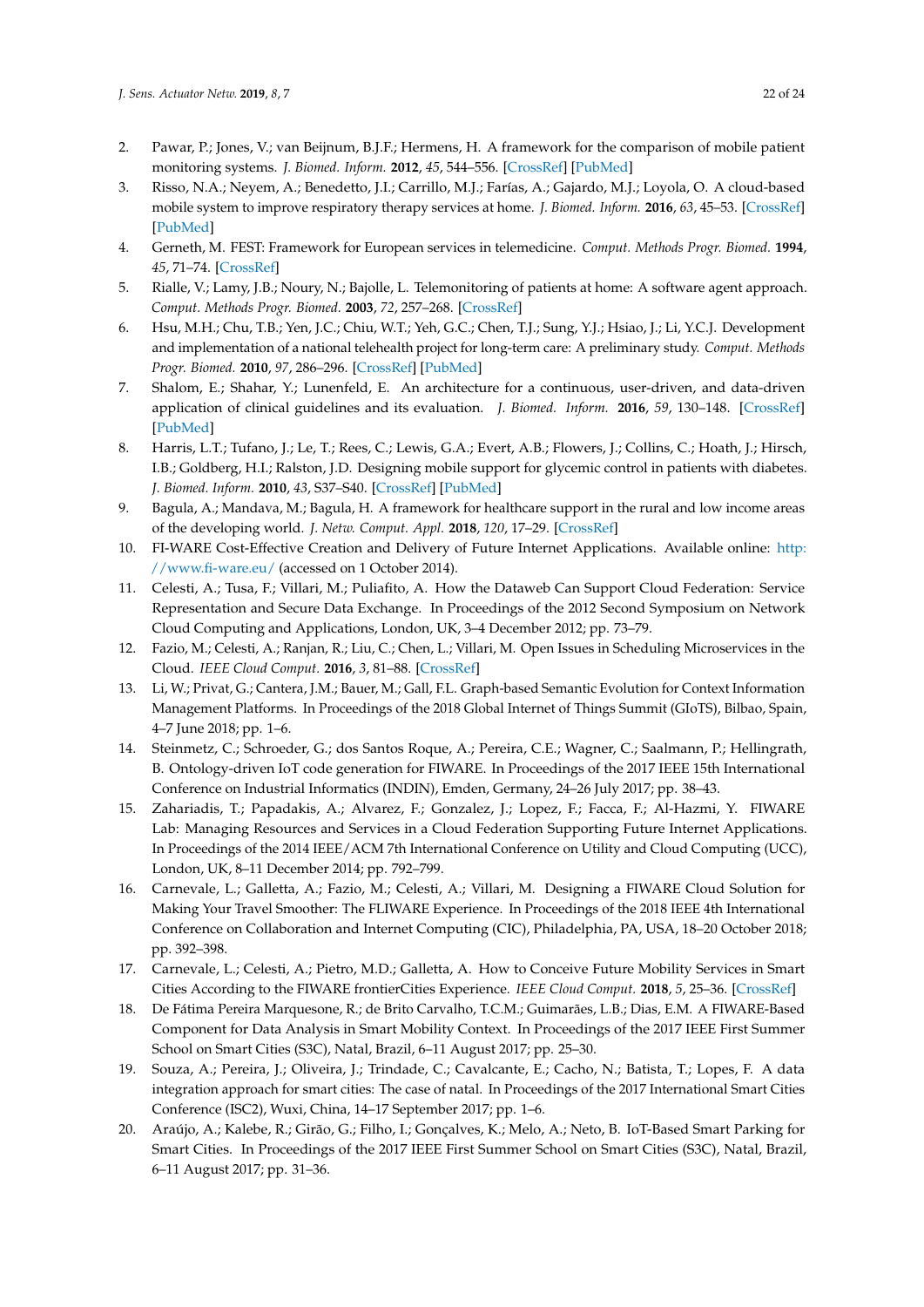2. Pawar, P.; Jones, V.; van Beijnum, B.J.F.; Hermens, H. A framework for the comparison of mobile patient monitoring systems. *J. Biomed. Inform.* **2012**, *45*, 544–556. [CrossRef] [PubMed]
3. Risso, N.A.; Neyem, A.; Benedetto, J.I.; Carrillo, M.J.; Farías, A.; Gajardo, M.J.; Loyola, O. A cloud-based mobile system to improve respiratory therapy services at home. *J. Biomed. Inform.* **2016**, *63*, 45–53. [CrossRef] [PubMed]
4. Gerneth, M. FEST: Framework for European services in telemedicine. *Comput. Methods Progr. Biomed.* **1994**, *45*, 71–74. [CrossRef]
5. Rialle, V.; Lamy, J.B.; Noury, N.; Bajolle, L. Telemonitoring of patients at home: A software agent approach. *Comput. Methods Progr. Biomed.* **2003**, *72*, 257–268. [CrossRef]
6. Hsu, M.H.; Chu, T.B.; Yen, J.C.; Chiu, W.T.; Yeh, G.C.; Chen, T.J.; Sung, Y.J.; Hsiao, J.; Li, Y.C.J. Development and implementation of a national telehealth project for long-term care: A preliminary study. *Comput. Methods Progr. Biomed.* **2010**, *97*, 286–296. [CrossRef] [PubMed]
7. Shalom, E.; Shahar, Y.; Lunenfeld, E. An architecture for a continuous, user-driven, and data-driven application of clinical guidelines and its evaluation. *J. Biomed. Inform.* **2016**, *59*, 130–148. [CrossRef] [PubMed]
8. Harris, L.T.; Tufano, J.; Le, T.; Rees, C.; Lewis, G.A.; Evert, A.B.; Flowers, J.; Collins, C.; Hoath, J.; Hirsch, I.B.; Goldberg, H.I.; Ralston, J.D. Designing mobile support for glycemic control in patients with diabetes. *J. Biomed. Inform.* **2010**, *43*, S37–S40. [CrossRef] [PubMed]
9. Bagula, A.; Mandava, M.; Bagula, H. A framework for healthcare support in the rural and low income areas of the developing world. *J. Netw. Comput. Appl.* **2018**, *120*, 17–29. [CrossRef]
10. FI-WARE Cost-Effective Creation and Delivery of Future Internet Applications. Available online: http://www.fi-ware.eu/ (accessed on 1 October 2014).
11. Celesti, A.; Tusa, F.; Villari, M.; Puliafito, A. How the Dataweb Can Support Cloud Federation: Service Representation and Secure Data Exchange. In Proceedings of the 2012 Second Symposium on Network Cloud Computing and Applications, London, UK, 3–4 December 2012; pp. 73–79.
12. Fazio, M.; Celesti, A.; Ranjan, R.; Liu, C.; Chen, L.; Villari, M. Open Issues in Scheduling Microservices in the Cloud. *IEEE Cloud Comput.* **2016**, *3*, 81–88. [CrossRef]
13. Li, W.; Privat, G.; Cantera, J.M.; Bauer, M.; Gall, F.L. Graph-based Semantic Evolution for Context Information Management Platforms. In Proceedings of the 2018 Global Internet of Things Summit (GIoTS), Bilbao, Spain, 4–7 June 2018; pp. 1–6.
14. Steinmetz, C.; Schroeder, G.; dos Santos Roque, A.; Pereira, C.E.; Wagner, C.; Saalmann, P.; Hellingrath, B. Ontology-driven IoT code generation for FIWARE. In Proceedings of the 2017 IEEE 15th International Conference on Industrial Informatics (INDIN), Emden, Germany, 24–26 July 2017; pp. 38–43.
15. Zahariadis, T.; Papadakis, A.; Alvarez, F.; Gonzalez, J.; Lopez, F.; Facca, F.; Al-Hazmi, Y. FIWARE Lab: Managing Resources and Services in a Cloud Federation Supporting Future Internet Applications. In Proceedings of the 2014 IEEE/ACM 7th International Conference on Utility and Cloud Computing (UCC), London, UK, 8–11 December 2014; pp. 792–799.
16. Carnevale, L.; Galletta, A.; Fazio, M.; Celesti, A.; Villari, M. Designing a FIWARE Cloud Solution for Making Your Travel Smoother: The FLIWARE Experience. In Proceedings of the 2018 IEEE 4th International Conference on Collaboration and Internet Computing (CIC), Philadelphia, PA, USA, 18–20 October 2018; pp. 392–398.
17. Carnevale, L.; Celesti, A.; Pietro, M.D.; Galletta, A. How to Conceive Future Mobility Services in Smart Cities According to the FIWARE frontierCities Experience. *IEEE Cloud Comput.* **2018**, *5*, 25–36. [CrossRef]
18. De Fátima Pereira Marquesone, R.; de Brito Carvalho, T.C.M.; Guimarães, L.B.; Dias, E.M. A FIWARE-Based Component for Data Analysis in Smart Mobility Context. In Proceedings of the 2017 IEEE First Summer School on Smart Cities (S3C), Natal, Brazil, 6–11 August 2017; pp. 25–30.
19. Souza, A.; Pereira, J.; Oliveira, J.; Trindade, C.; Cavalcante, E.; Cacho, N.; Batista, T.; Lopes, F. A data integration approach for smart cities: The case of natal. In Proceedings of the 2017 International Smart Cities Conference (ISC2), Wuxi, China, 14–17 September 2017; pp. 1–6.
20. Araújo, A.; Kalebe, R.; Girão, G.; Filho, I.; Gonçalves, K.; Melo, A.; Neto, B. IoT-Based Smart Parking for Smart Cities. In Proceedings of the 2017 IEEE First Summer School on Smart Cities (S3C), Natal, Brazil, 6–11 August 2017; pp. 31–36.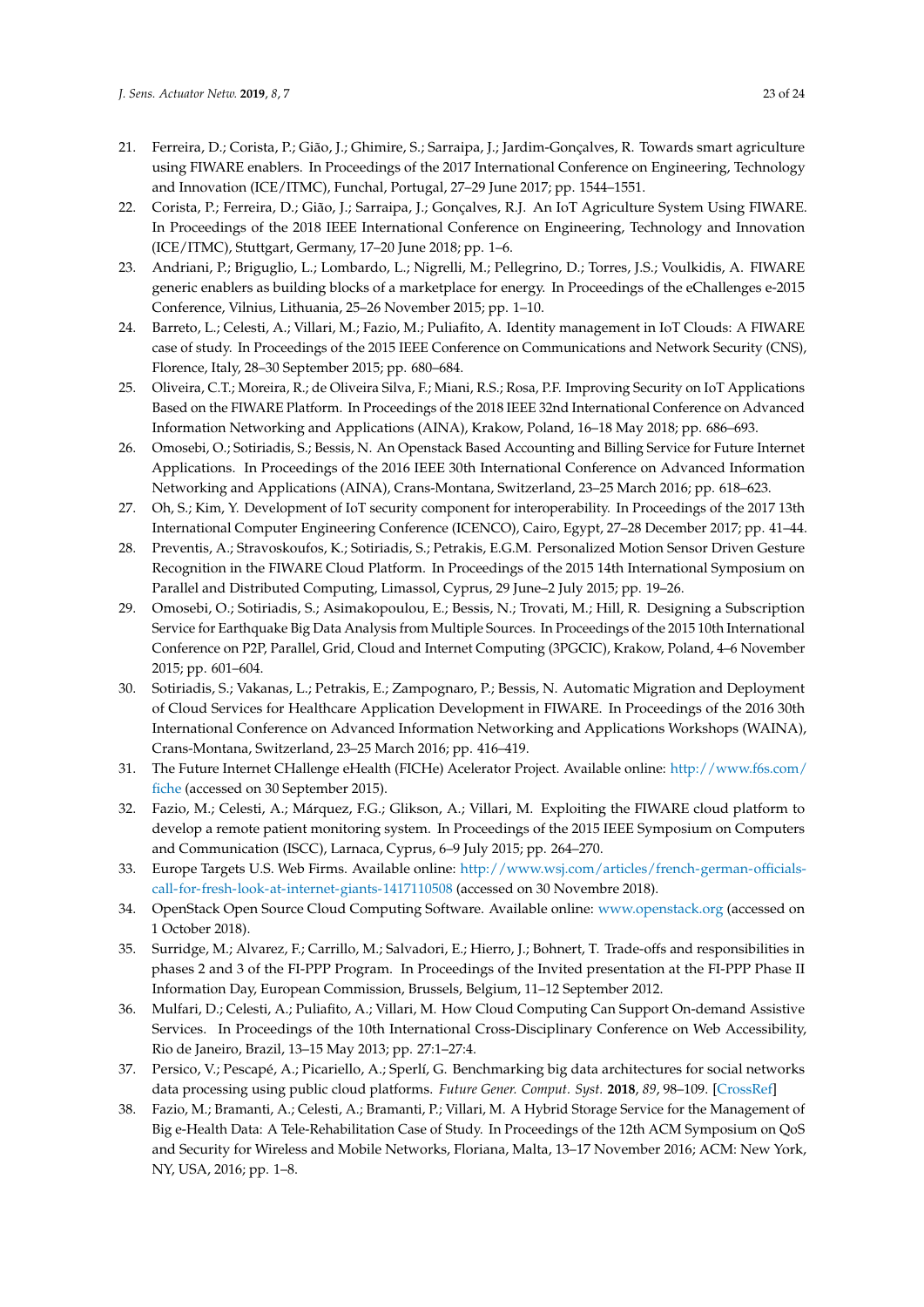21. Ferreira, D.; Corista, P.; Gião, J.; Ghimire, S.; Sarraipa, J.; Jardim-Gonçalves, R. Towards smart agriculture using FIWARE enablers. In Proceedings of the 2017 International Conference on Engineering, Technology and Innovation (ICE/ITMC), Funchal, Portugal, 27–29 June 2017; pp. 1544–1551.
22. Corista, P.; Ferreira, D.; Gião, J.; Sarraipa, J.; Gonçalves, R.J. An IoT Agriculture System Using FIWARE. In Proceedings of the 2018 IEEE International Conference on Engineering, Technology and Innovation (ICE/ITMC), Stuttgart, Germany, 17–20 June 2018; pp. 1–6.
23. Andriani, P.; Briguglio, L.; Lombardo, L.; Nigrelli, M.; Pellegrino, D.; Torres, J.S.; Voulkidis, A. FIWARE generic enablers as building blocks of a marketplace for energy. In Proceedings of the eChallenges e-2015 Conference, Vilnius, Lithuania, 25–26 November 2015; pp. 1–10.
24. Barreto, L.; Celesti, A.; Villari, M.; Fazio, M.; Puliafito, A. Identity management in IoT Clouds: A FIWARE case of study. In Proceedings of the 2015 IEEE Conference on Communications and Network Security (CNS), Florence, Italy, 28–30 September 2015; pp. 680–684.
25. Oliveira, C.T.; Moreira, R.; de Oliveira Silva, F.; Miani, R.S.; Rosa, P.F. Improving Security on IoT Applications Based on the FIWARE Platform. In Proceedings of the 2018 IEEE 32nd International Conference on Advanced Information Networking and Applications (AINA), Krakow, Poland, 16–18 May 2018; pp. 686–693.
26. Omosebi, O.; Sotiriadis, S.; Bessis, N. An Openstack Based Accounting and Billing Service for Future Internet Applications. In Proceedings of the 2016 IEEE 30th International Conference on Advanced Information Networking and Applications (AINA), Crans-Montana, Switzerland, 23–25 March 2016; pp. 618–623.
27. Oh, S.; Kim, Y. Development of IoT security component for interoperability. In Proceedings of the 2017 13th International Computer Engineering Conference (ICENCO), Cairo, Egypt, 27–28 December 2017; pp. 41–44.
28. Preventis, A.; Stravoskoufos, K.; Sotiriadis, S.; Petrakis, E.G.M. Personalized Motion Sensor Driven Gesture Recognition in the FIWARE Cloud Platform. In Proceedings of the 2015 14th International Symposium on Parallel and Distributed Computing, Limassol, Cyprus, 29 June–2 July 2015; pp. 19–26.
29. Omosebi, O.; Sotiriadis, S.; Asimakopoulou, E.; Bessis, N.; Trovati, M.; Hill, R. Designing a Subscription Service for Earthquake Big Data Analysis from Multiple Sources. In Proceedings of the 2015 10th International Conference on P2P, Parallel, Grid, Cloud and Internet Computing (3PGCIC), Krakow, Poland, 4–6 November 2015; pp. 601–604.
30. Sotiriadis, S.; Vakanas, L.; Petrakis, E.; Zampognaro, P.; Bessis, N. Automatic Migration and Deployment of Cloud Services for Healthcare Application Development in FIWARE. In Proceedings of the 2016 30th International Conference on Advanced Information Networking and Applications Workshops (WAINA), Crans-Montana, Switzerland, 23–25 March 2016; pp. 416–419.
31. The Future Internet CHallenge eHealth (FICHe) Acelerator Project. Available online: http://www.f6s.com/fiche (accessed on 30 September 2015).
32. Fazio, M.; Celesti, A.; Márquez, F.G.; Glikson, A.; Villari, M. Exploiting the FIWARE cloud platform to develop a remote patient monitoring system. In Proceedings of the 2015 IEEE Symposium on Computers and Communication (ISCC), Larnaca, Cyprus, 6–9 July 2015; pp. 264–270.
33. Europe Targets U.S. Web Firms. Available online: http://www.wsj.com/articles/french-german-officials-call-for-fresh-look-at-internet-giants-1417110508 (accessed on 30 Novembre 2018).
34. OpenStack Open Source Cloud Computing Software. Available online: www.openstack.org (accessed on 1 October 2018).
35. Surridge, M.; Alvarez, F.; Carrillo, M.; Salvadori, E.; Hierro, J.; Bohnert, T. Trade-offs and responsibilities in phases 2 and 3 of the FI-PPP Program. In Proceedings of the Invited presentation at the FI-PPP Phase II Information Day, European Commission, Brussels, Belgium, 11–12 September 2012.
36. Mulfari, D.; Celesti, A.; Puliafito, A.; Villari, M. How Cloud Computing Can Support On-demand Assistive Services. In Proceedings of the 10th International Cross-Disciplinary Conference on Web Accessibility, Rio de Janeiro, Brazil, 13–15 May 2013; pp. 27:1–27:4.
37. Persico, V.; Pescapé, A.; Picariello, A.; Sperlí, G. Benchmarking big data architectures for social networks data processing using public cloud platforms. *Future Gener. Comput. Syst.* **2018**, *89*, 98–109. [CrossRef]
38. Fazio, M.; Bramanti, A.; Celesti, A.; Bramanti, P.; Villari, M. A Hybrid Storage Service for the Management of Big e-Health Data: A Tele-Rehabilitation Case of Study. In Proceedings of the 12th ACM Symposium on QoS and Security for Wireless and Mobile Networks, Floriana, Malta, 13–17 November 2016; ACM: New York, NY, USA, 2016; pp. 1–8.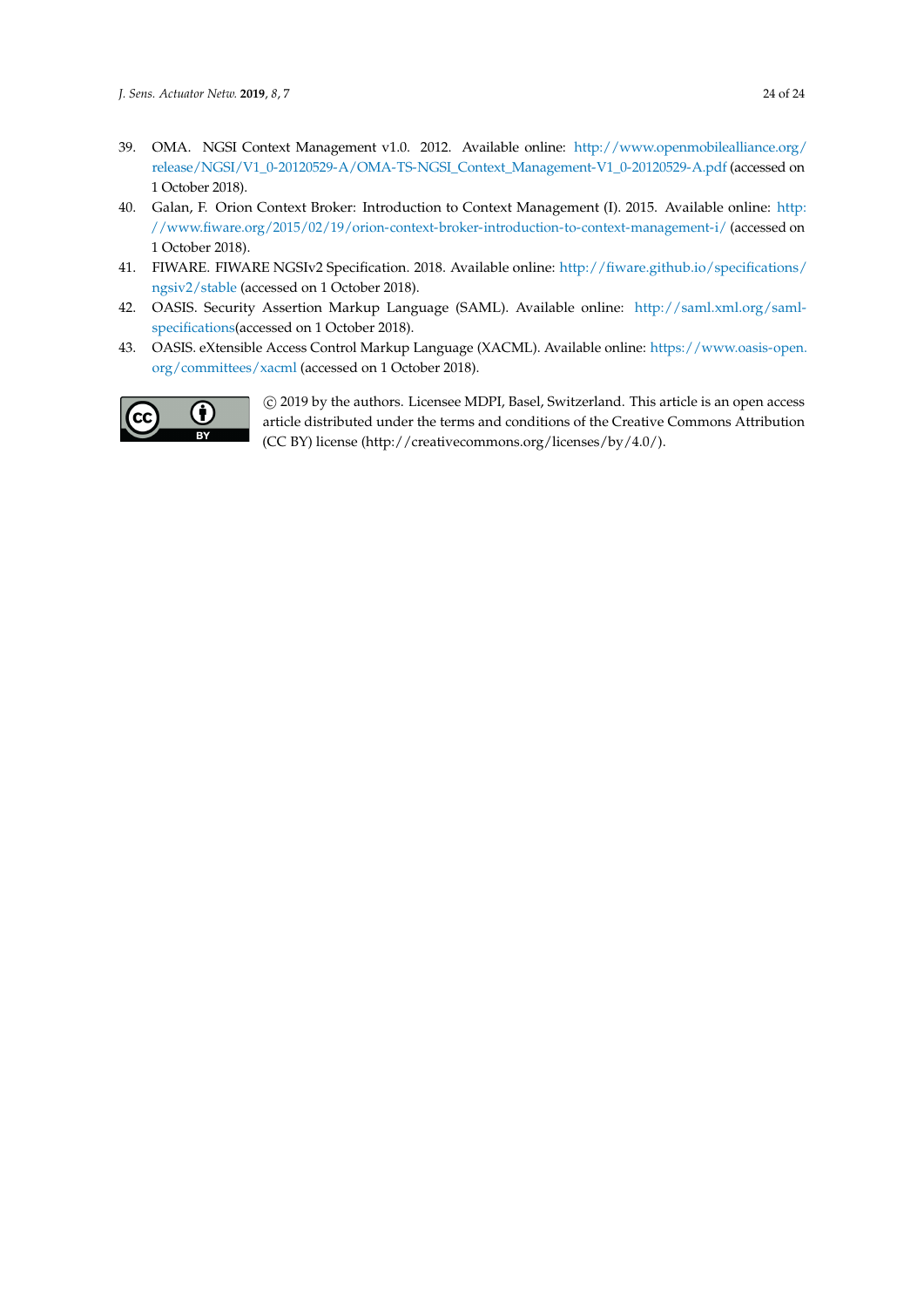39. OMA. NGSI Context Management v1.0. 2012. Available online: http://www.openmobilealliance.org/release/NGSI/V1_0-20120529-A/OMA-TS-NGSI_Context_Management-V1_0-20120529-A.pdf (accessed on 1 October 2018).
40. Galan, F. Orion Context Broker: Introduction to Context Management (I). 2015. Available online: http://www.fiware.org/2015/02/19/orion-context-broker-introduction-to-context-management-i/ (accessed on 1 October 2018).
41. FIWARE. FIWARE NGSIv2 Specification. 2018. Available online: http://fiware.github.io/specifications/ngsiv2/stable (accessed on 1 October 2018).
42. OASIS. Security Assertion Markup Language (SAML). Available online: http://saml.xml.org/saml-specifications(accessed on 1 October 2018).
43. OASIS. eXtensible Access Control Markup Language (XACML). Available online: https://www.oasis-open.org/committees/xacml (accessed on 1 October 2018).

© 2019 by the authors. Licensee MDPI, Basel, Switzerland. This article is an open access article distributed under the terms and conditions of the Creative Commons Attribution (CC BY) license (http://creativecommons.org/licenses/by/4.0/).